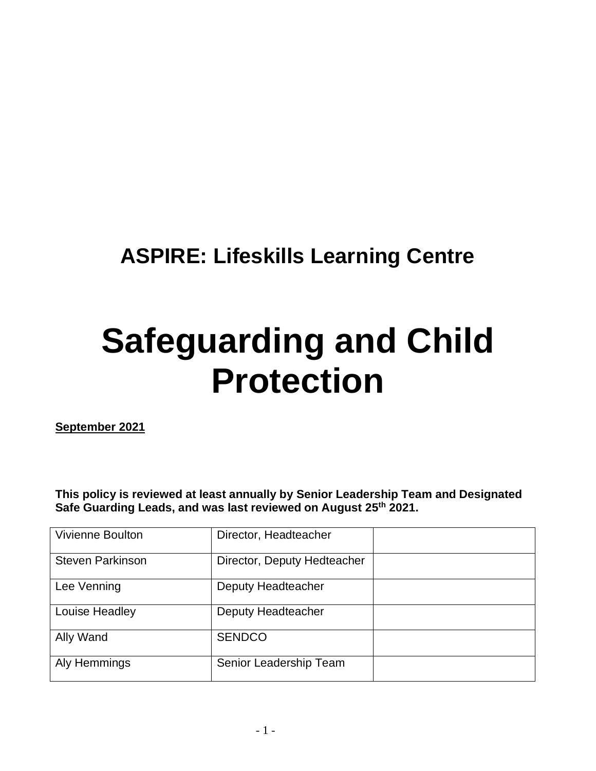## ASPIRE: Lifeskills Learning Centre

# Safeguarding and Child Protection

**September 2021**

**This policy is reviewed at least annually by Senior Leadership Team and Designated Safe Guarding Leads, and was last reviewed on August 25th 2021.**

| | | |
|---|---|---|
| Vivienne Boulton | Director, Headteacher | |
| Steven Parkinson | Director, Deputy Hedteacher | |
| Lee Venning | Deputy Headteacher | |
| Louise Headley | Deputy Headteacher | |
| Ally Wand | SENDCO | |
| Aly Hemmings | Senior Leadership Team | |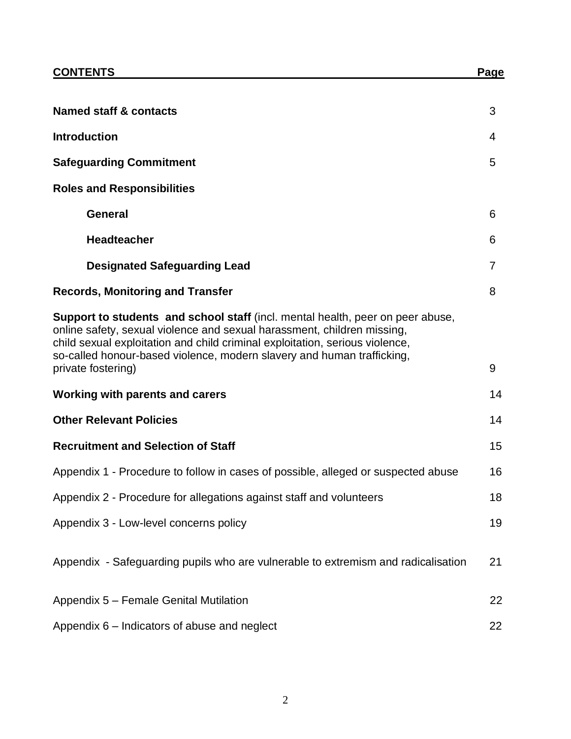| **CONTENTS** | **Page** |
|---|---|
| **Named staff & contacts** | 3 |
| **Introduction** | 4 |
| **Safeguarding Commitment** | 5 |
| **Roles and Responsibilities** | |
| **General** | 6 |
| **Headteacher** | 6 |
| **Designated Safeguarding Lead** | 7 |
| **Records, Monitoring and Transfer** | 8 |
| **Support to students and school staff** (incl. mental health, peer on peer abuse, online safety, sexual violence and sexual harassment, children missing, child sexual exploitation and child criminal exploitation, serious violence, so-called honour-based violence, modern slavery and human trafficking, private fostering) | 9 |
| **Working with parents and carers** | 14 |
| **Other Relevant Policies** | 14 |
| **Recruitment and Selection of Staff** | 15 |
| Appendix 1 - Procedure to follow in cases of possible, alleged or suspected abuse | 16 |
| Appendix 2 - Procedure for allegations against staff and volunteers | 18 |
| Appendix 3 - Low-level concerns policy | 19 |
| Appendix - Safeguarding pupils who are vulnerable to extremism and radicalisation | 21 |
| Appendix 5 – Female Genital Mutilation | 22 |
| Appendix 6 – Indicators of abuse and neglect | 22 |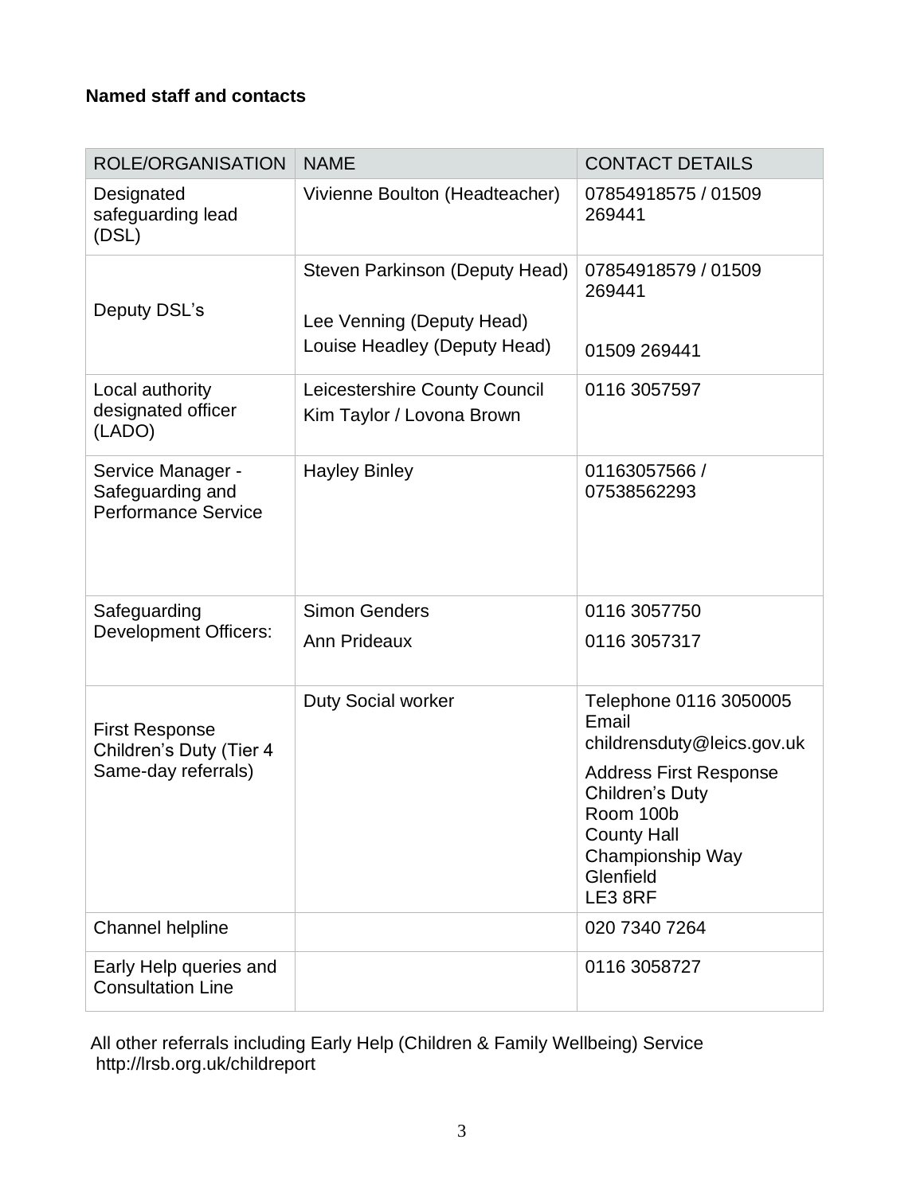**Named staff and contacts**

| ROLE/ORGANISATION | NAME | CONTACT DETAILS |
| --- | --- | --- |
| Designated safeguarding lead (DSL) | Vivienne Boulton (Headteacher) | 07854918575 / 01509 269441 |
| Deputy DSL's | Steven Parkinson (Deputy Head)<br><br>Lee Venning (Deputy Head)<br>Louise Headley (Deputy Head) | 07854918579 / 01509 269441<br><br>01509 269441 |
| Local authority designated officer (LADO) | Leicestershire County Council<br>Kim Taylor / Lovona Brown | 0116 3057597 |
| Service Manager - Safeguarding and Performance Service | Hayley Binley | 01163057566 / 07538562293 |
| Safeguarding Development Officers: | Simon Genders<br>Ann Prideaux | 0116 3057750<br>0116 3057317 |
| First Response Children's Duty (Tier 4 Same-day referrals) | Duty Social worker | Telephone 0116 3050005<br>Email childrensduty@leics.gov.uk<br><br>Address First Response Children's Duty<br>Room 100b<br>County Hall<br>Championship Way<br>Glenfield<br>LE3 8RF |
| Channel helpline | | 020 7340 7264 |
| Early Help queries and Consultation Line | | 0116 3058727 |

All other referrals including Early Help (Children & Family Wellbeing) Service
http://lrsb.org.uk/childreport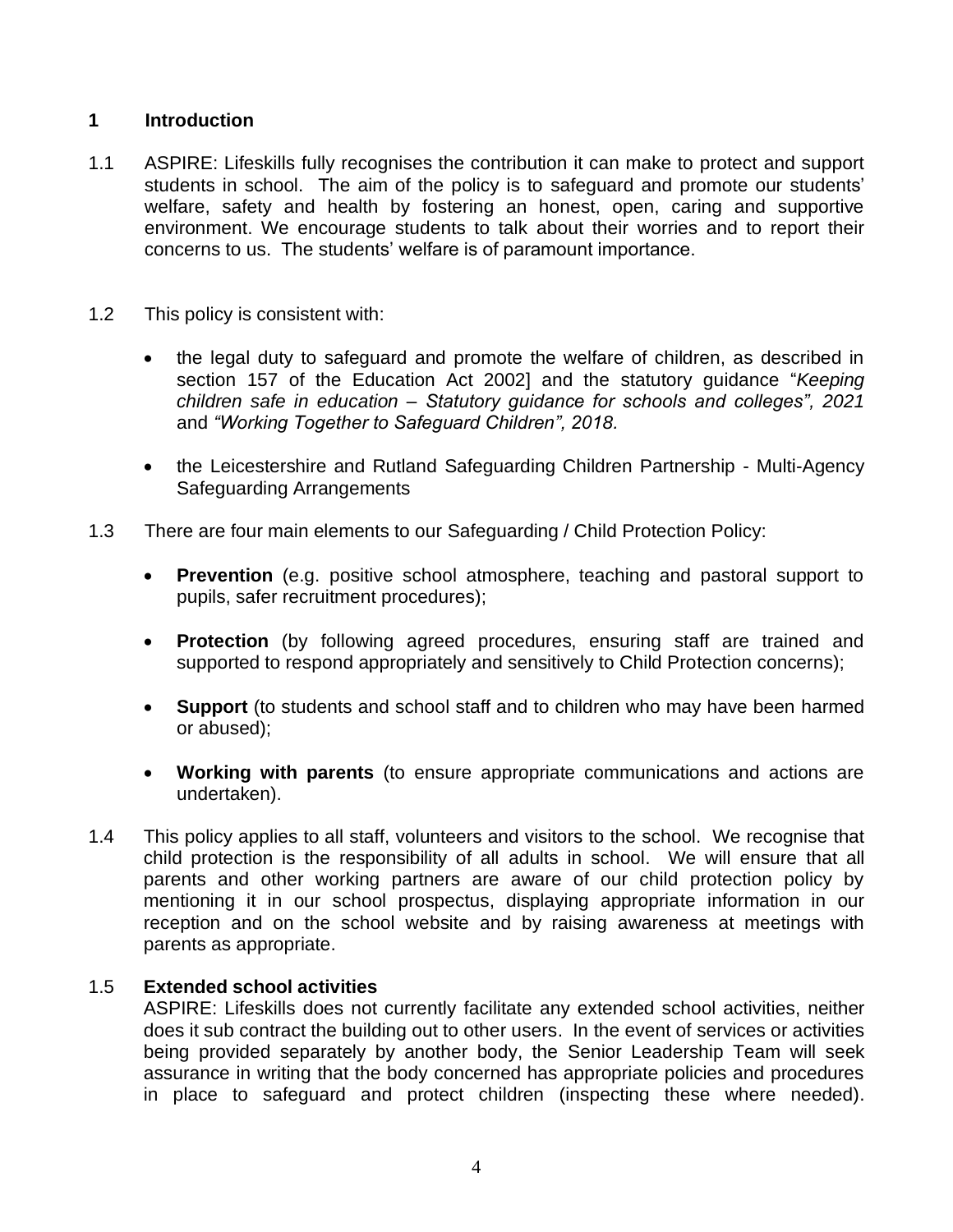## 1 Introduction

1.1 ASPIRE: Lifeskills fully recognises the contribution it can make to protect and support students in school. The aim of the policy is to safeguard and promote our students' welfare, safety and health by fostering an honest, open, caring and supportive environment. We encourage students to talk about their worries and to report their concerns to us. The students' welfare is of paramount importance.

1.2 This policy is consistent with:

- the legal duty to safeguard and promote the welfare of children, as described in section 157 of the Education Act 2002] and the statutory guidance "*Keeping children safe in education – Statutory guidance for schools and colleges", 2021* and *"Working Together to Safeguard Children", 2018.*
- the Leicestershire and Rutland Safeguarding Children Partnership - Multi-Agency Safeguarding Arrangements

1.3 There are four main elements to our Safeguarding / Child Protection Policy:

- **Prevention** (e.g. positive school atmosphere, teaching and pastoral support to pupils, safer recruitment procedures);
- **Protection** (by following agreed procedures, ensuring staff are trained and supported to respond appropriately and sensitively to Child Protection concerns);
- **Support** (to students and school staff and to children who may have been harmed or abused);
- **Working with parents** (to ensure appropriate communications and actions are undertaken).

1.4 This policy applies to all staff, volunteers and visitors to the school. We recognise that child protection is the responsibility of all adults in school. We will ensure that all parents and other working partners are aware of our child protection policy by mentioning it in our school prospectus, displaying appropriate information in our reception and on the school website and by raising awareness at meetings with parents as appropriate.

1.5 **Extended school activities**
ASPIRE: Lifeskills does not currently facilitate any extended school activities, neither does it sub contract the building out to other users. In the event of services or activities being provided separately by another body, the Senior Leadership Team will seek assurance in writing that the body concerned has appropriate policies and procedures in place to safeguard and protect children (inspecting these where needed).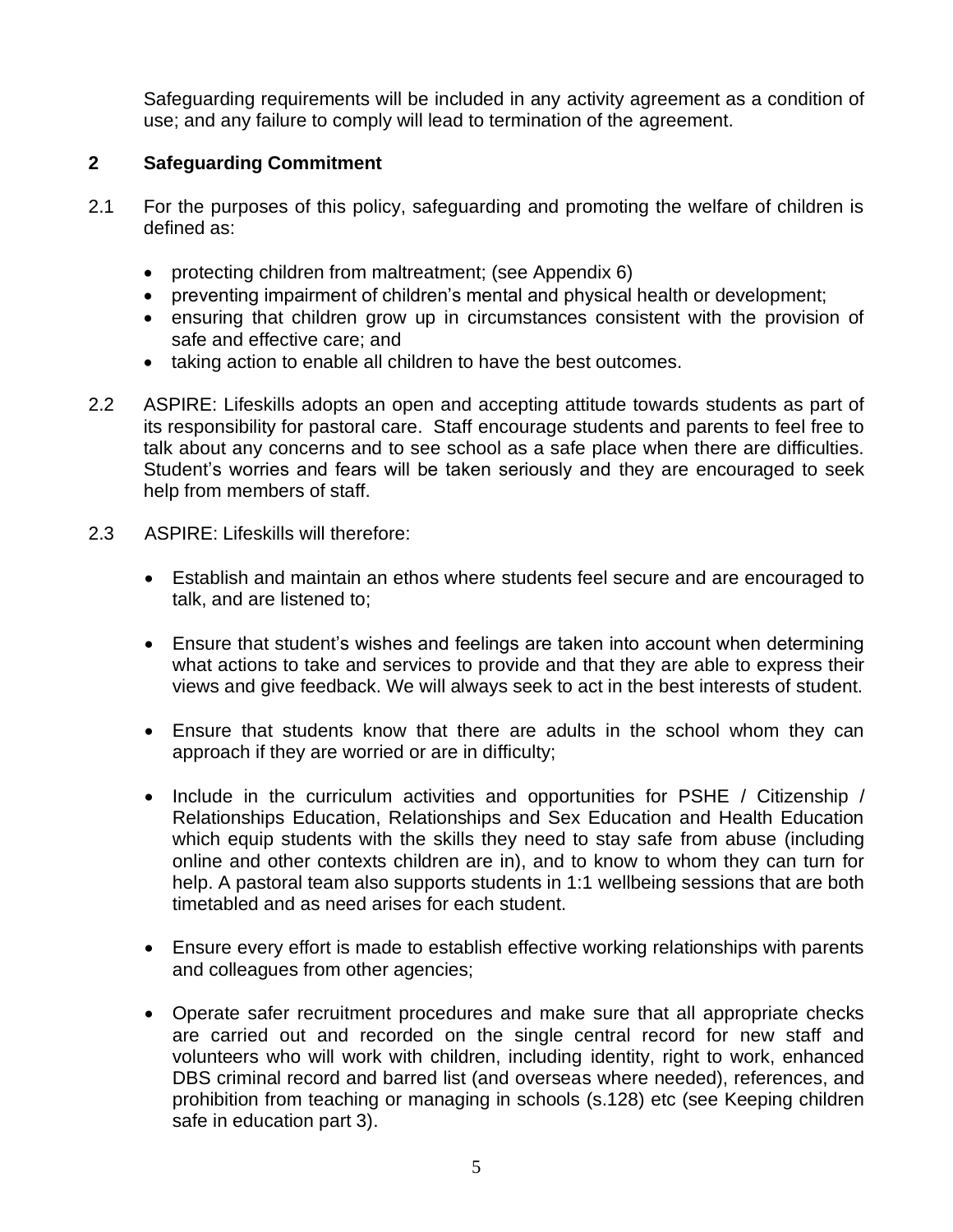Safeguarding requirements will be included in any activity agreement as a condition of use; and any failure to comply will lead to termination of the agreement.

## 2 Safeguarding Commitment

2.1 For the purposes of this policy, safeguarding and promoting the welfare of children is defined as:

- protecting children from maltreatment; (see Appendix 6)
- preventing impairment of children's mental and physical health or development;
- ensuring that children grow up in circumstances consistent with the provision of safe and effective care; and
- taking action to enable all children to have the best outcomes.

2.2 ASPIRE: Lifeskills adopts an open and accepting attitude towards students as part of its responsibility for pastoral care. Staff encourage students and parents to feel free to talk about any concerns and to see school as a safe place when there are difficulties. Student's worries and fears will be taken seriously and they are encouraged to seek help from members of staff.

2.3 ASPIRE: Lifeskills will therefore:

- Establish and maintain an ethos where students feel secure and are encouraged to talk, and are listened to;
- Ensure that student's wishes and feelings are taken into account when determining what actions to take and services to provide and that they are able to express their views and give feedback. We will always seek to act in the best interests of student.
- Ensure that students know that there are adults in the school whom they can approach if they are worried or are in difficulty;
- Include in the curriculum activities and opportunities for PSHE / Citizenship / Relationships Education, Relationships and Sex Education and Health Education which equip students with the skills they need to stay safe from abuse (including online and other contexts children are in), and to know to whom they can turn for help. A pastoral team also supports students in 1:1 wellbeing sessions that are both timetabled and as need arises for each student.
- Ensure every effort is made to establish effective working relationships with parents and colleagues from other agencies;
- Operate safer recruitment procedures and make sure that all appropriate checks are carried out and recorded on the single central record for new staff and volunteers who will work with children, including identity, right to work, enhanced DBS criminal record and barred list (and overseas where needed), references, and prohibition from teaching or managing in schools (s.128) etc (see Keeping children safe in education part 3).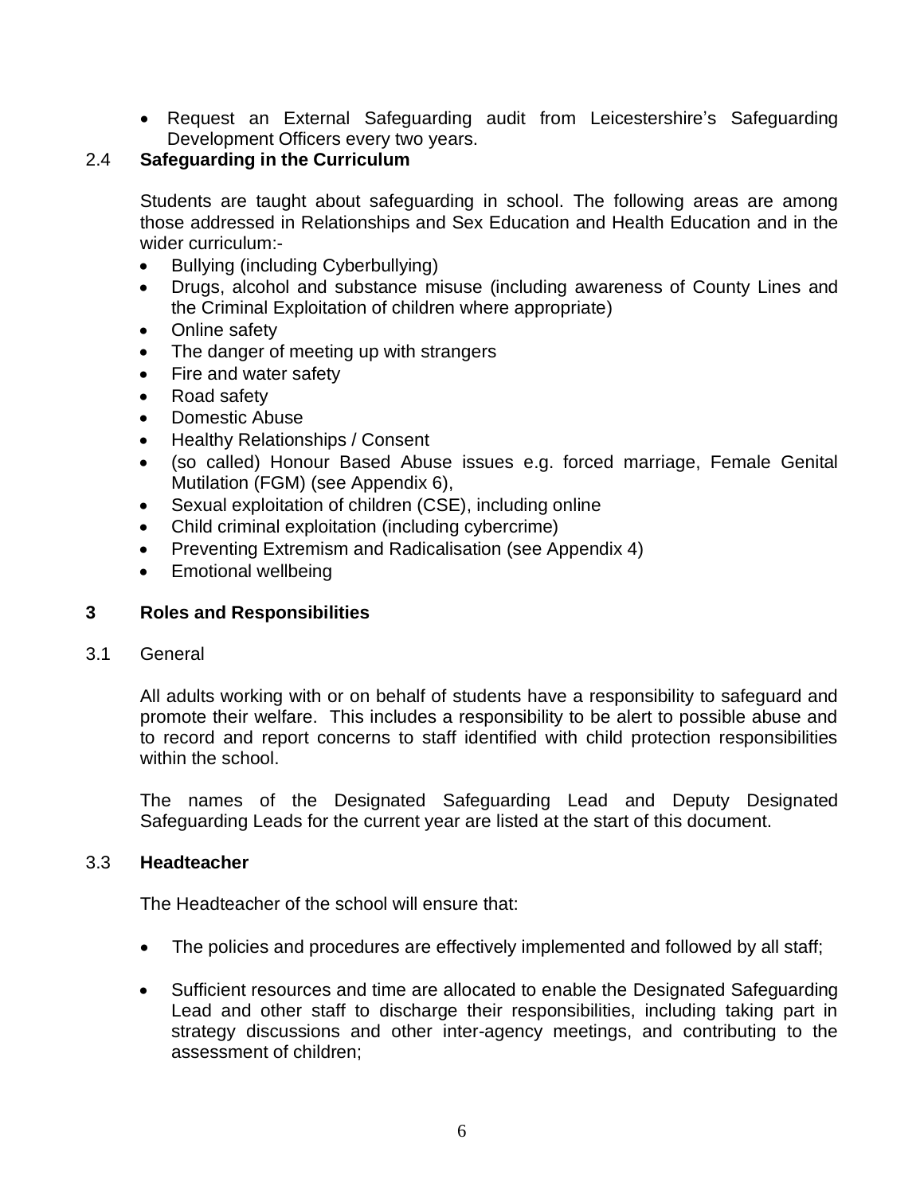- Request an External Safeguarding audit from Leicestershire's Safeguarding Development Officers every two years.

### 2.4 Safeguarding in the Curriculum

Students are taught about safeguarding in school. The following areas are among those addressed in Relationships and Sex Education and Health Education and in the wider curriculum:-

- Bullying (including Cyberbullying)
- Drugs, alcohol and substance misuse (including awareness of County Lines and the Criminal Exploitation of children where appropriate)
- Online safety
- The danger of meeting up with strangers
- Fire and water safety
- Road safety
- Domestic Abuse
- Healthy Relationships / Consent
- (so called) Honour Based Abuse issues e.g. forced marriage, Female Genital Mutilation (FGM) (see Appendix 6),
- Sexual exploitation of children (CSE), including online
- Child criminal exploitation (including cybercrime)
- Preventing Extremism and Radicalisation (see Appendix 4)
- Emotional wellbeing

## 3 Roles and Responsibilities

3.1 General

All adults working with or on behalf of students have a responsibility to safeguard and promote their welfare. This includes a responsibility to be alert to possible abuse and to record and report concerns to staff identified with child protection responsibilities within the school.

The names of the Designated Safeguarding Lead and Deputy Designated Safeguarding Leads for the current year are listed at the start of this document.

### 3.3 Headteacher

The Headteacher of the school will ensure that:

- The policies and procedures are effectively implemented and followed by all staff;
- Sufficient resources and time are allocated to enable the Designated Safeguarding Lead and other staff to discharge their responsibilities, including taking part in strategy discussions and other inter-agency meetings, and contributing to the assessment of children;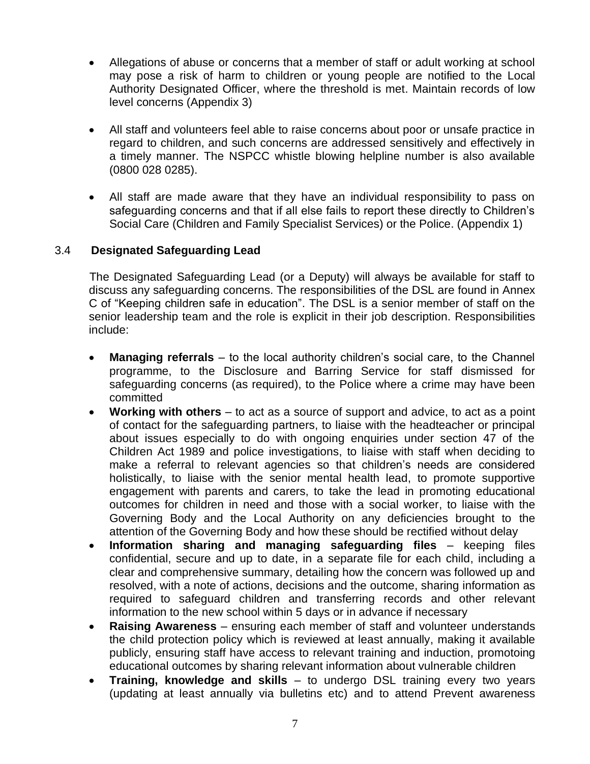- Allegations of abuse or concerns that a member of staff or adult working at school may pose a risk of harm to children or young people are notified to the Local Authority Designated Officer, where the threshold is met. Maintain records of low level concerns (Appendix 3)

- All staff and volunteers feel able to raise concerns about poor or unsafe practice in regard to children, and such concerns are addressed sensitively and effectively in a timely manner. The NSPCC whistle blowing helpline number is also available (0800 028 0285).

- All staff are made aware that they have an individual responsibility to pass on safeguarding concerns and that if all else fails to report these directly to Children's Social Care (Children and Family Specialist Services) or the Police. (Appendix 1)

### 3.4 Designated Safeguarding Lead

The Designated Safeguarding Lead (or a Deputy) will always be available for staff to discuss any safeguarding concerns. The responsibilities of the DSL are found in Annex C of "Keeping children safe in education". The DSL is a senior member of staff on the senior leadership team and the role is explicit in their job description. Responsibilities include:

- **Managing referrals** – to the local authority children's social care, to the Channel programme, to the Disclosure and Barring Service for staff dismissed for safeguarding concerns (as required), to the Police where a crime may have been committed
- **Working with others** – to act as a source of support and advice, to act as a point of contact for the safeguarding partners, to liaise with the headteacher or principal about issues especially to do with ongoing enquiries under section 47 of the Children Act 1989 and police investigations, to liaise with staff when deciding to make a referral to relevant agencies so that children's needs are considered holistically, to liaise with the senior mental health lead, to promote supportive engagement with parents and carers, to take the lead in promoting educational outcomes for children in need and those with a social worker, to liaise with the Governing Body and the Local Authority on any deficiencies brought to the attention of the Governing Body and how these should be rectified without delay
- **Information sharing and managing safeguarding files** – keeping files confidential, secure and up to date, in a separate file for each child, including a clear and comprehensive summary, detailing how the concern was followed up and resolved, with a note of actions, decisions and the outcome, sharing information as required to safeguard children and transferring records and other relevant information to the new school within 5 days or in advance if necessary
- **Raising Awareness** – ensuring each member of staff and volunteer understands the child protection policy which is reviewed at least annually, making it available publicly, ensuring staff have access to relevant training and induction, promotoing educational outcomes by sharing relevant information about vulnerable children
- **Training, knowledge and skills** – to undergo DSL training every two years (updating at least annually via bulletins etc) and to attend Prevent awareness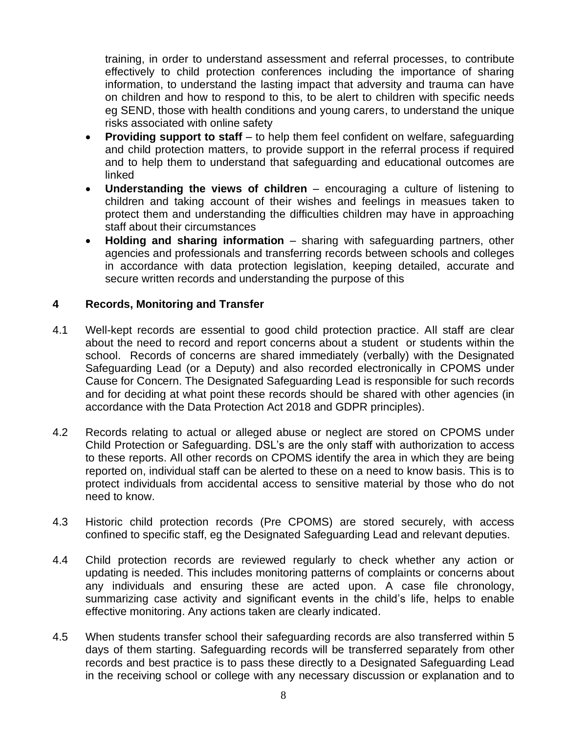training, in order to understand assessment and referral processes, to contribute effectively to child protection conferences including the importance of sharing information, to understand the lasting impact that adversity and trauma can have on children and how to respond to this, to be alert to children with specific needs eg SEND, those with health conditions and young carers, to understand the unique risks associated with online safety

- **Providing support to staff** – to help them feel confident on welfare, safeguarding and child protection matters, to provide support in the referral process if required and to help them to understand that safeguarding and educational outcomes are linked
- **Understanding the views of children** – encouraging a culture of listening to children and taking account of their wishes and feelings in measues taken to protect them and understanding the difficulties children may have in approaching staff about their circumstances
- **Holding and sharing information** – sharing with safeguarding partners, other agencies and professionals and transferring records between schools and colleges in accordance with data protection legislation, keeping detailed, accurate and secure written records and understanding the purpose of this

## 4 Records, Monitoring and Transfer

4.1 Well-kept records are essential to good child protection practice. All staff are clear about the need to record and report concerns about a student or students within the school. Records of concerns are shared immediately (verbally) with the Designated Safeguarding Lead (or a Deputy) and also recorded electronically in CPOMS under Cause for Concern. The Designated Safeguarding Lead is responsible for such records and for deciding at what point these records should be shared with other agencies (in accordance with the Data Protection Act 2018 and GDPR principles).

4.2 Records relating to actual or alleged abuse or neglect are stored on CPOMS under Child Protection or Safeguarding. DSL's are the only staff with authorization to access to these reports. All other records on CPOMS identify the area in which they are being reported on, individual staff can be alerted to these on a need to know basis. This is to protect individuals from accidental access to sensitive material by those who do not need to know.

4.3 Historic child protection records (Pre CPOMS) are stored securely, with access confined to specific staff, eg the Designated Safeguarding Lead and relevant deputies.

4.4 Child protection records are reviewed regularly to check whether any action or updating is needed. This includes monitoring patterns of complaints or concerns about any individuals and ensuring these are acted upon. A case file chronology, summarizing case activity and significant events in the child's life, helps to enable effective monitoring. Any actions taken are clearly indicated.

4.5 When students transfer school their safeguarding records are also transferred within 5 days of them starting. Safeguarding records will be transferred separately from other records and best practice is to pass these directly to a Designated Safeguarding Lead in the receiving school or college with any necessary discussion or explanation and to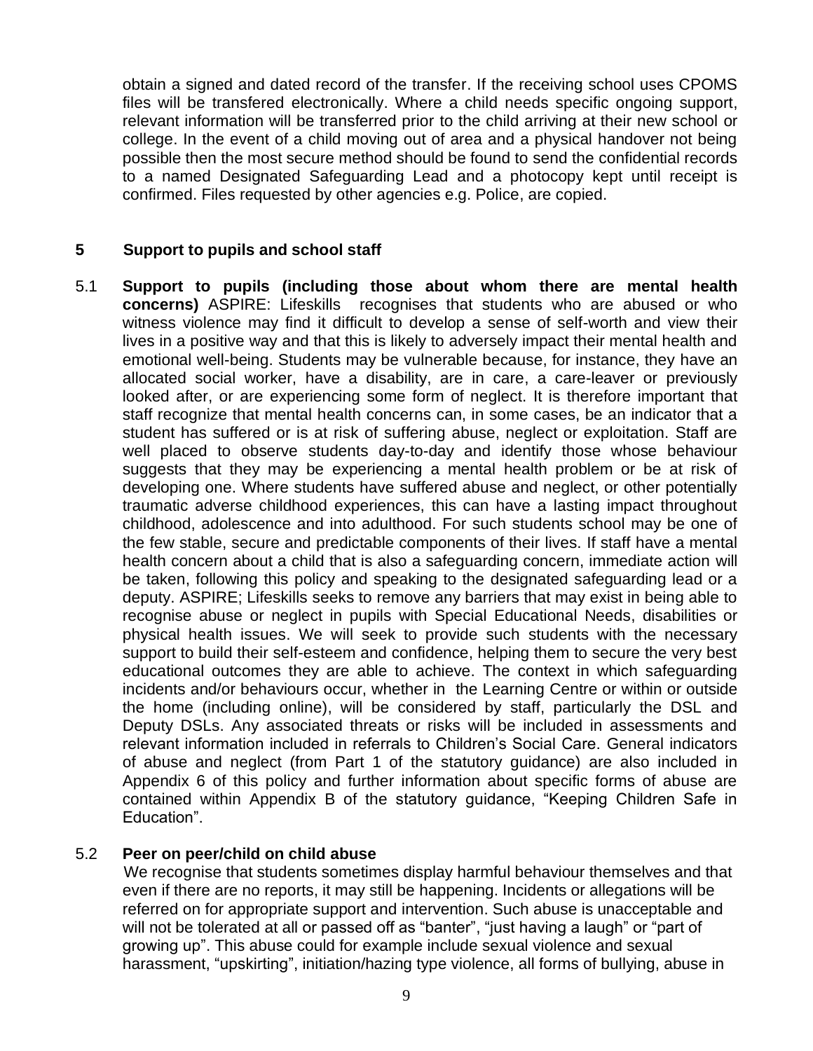obtain a signed and dated record of the transfer. If the receiving school uses CPOMS files will be transfered electronically. Where a child needs specific ongoing support, relevant information will be transferred prior to the child arriving at their new school or college. In the event of a child moving out of area and a physical handover not being possible then the most secure method should be found to send the confidential records to a named Designated Safeguarding Lead and a photocopy kept until receipt is confirmed. Files requested by other agencies e.g. Police, are copied.

## 5 Support to pupils and school staff

5.1 **Support to pupils (including those about whom there are mental health concerns)** ASPIRE: Lifeskills recognises that students who are abused or who witness violence may find it difficult to develop a sense of self-worth and view their lives in a positive way and that this is likely to adversely impact their mental health and emotional well-being. Students may be vulnerable because, for instance, they have an allocated social worker, have a disability, are in care, a care-leaver or previously looked after, or are experiencing some form of neglect. It is therefore important that staff recognize that mental health concerns can, in some cases, be an indicator that a student has suffered or is at risk of suffering abuse, neglect or exploitation. Staff are well placed to observe students day-to-day and identify those whose behaviour suggests that they may be experiencing a mental health problem or be at risk of developing one. Where students have suffered abuse and neglect, or other potentially traumatic adverse childhood experiences, this can have a lasting impact throughout childhood, adolescence and into adulthood. For such students school may be one of the few stable, secure and predictable components of their lives. If staff have a mental health concern about a child that is also a safeguarding concern, immediate action will be taken, following this policy and speaking to the designated safeguarding lead or a deputy. ASPIRE; Lifeskills seeks to remove any barriers that may exist in being able to recognise abuse or neglect in pupils with Special Educational Needs, disabilities or physical health issues. We will seek to provide such students with the necessary support to build their self-esteem and confidence, helping them to secure the very best educational outcomes they are able to achieve. The context in which safeguarding incidents and/or behaviours occur, whether in the Learning Centre or within or outside the home (including online), will be considered by staff, particularly the DSL and Deputy DSLs. Any associated threats or risks will be included in assessments and relevant information included in referrals to Children's Social Care. General indicators of abuse and neglect (from Part 1 of the statutory guidance) are also included in Appendix 6 of this policy and further information about specific forms of abuse are contained within Appendix B of the statutory guidance, "Keeping Children Safe in Education".

5.2 **Peer on peer/child on child abuse**
We recognise that students sometimes display harmful behaviour themselves and that even if there are no reports, it may still be happening. Incidents or allegations will be referred on for appropriate support and intervention. Such abuse is unacceptable and will not be tolerated at all or passed off as "banter", "just having a laugh" or "part of growing up". This abuse could for example include sexual violence and sexual harassment, "upskirting", initiation/hazing type violence, all forms of bullying, abuse in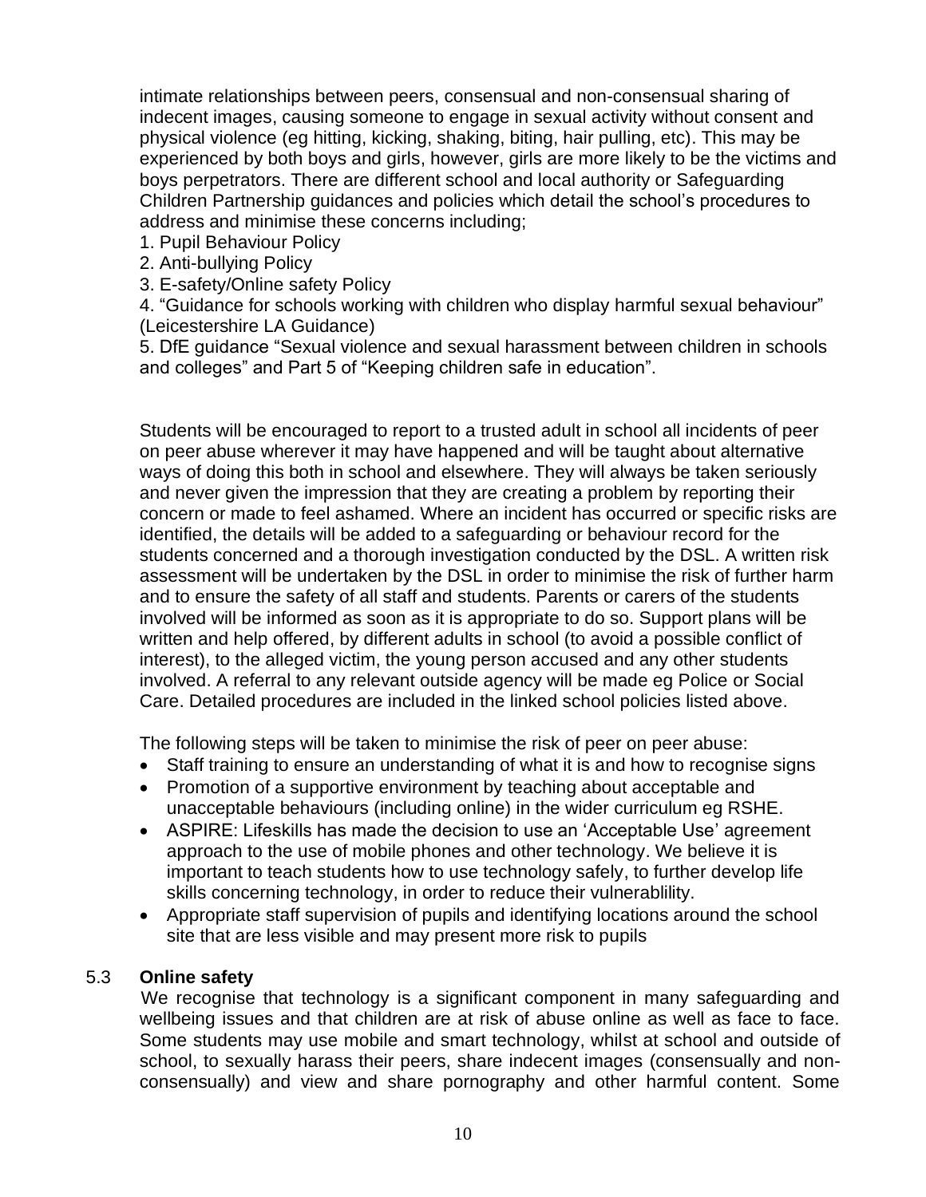intimate relationships between peers, consensual and non-consensual sharing of indecent images, causing someone to engage in sexual activity without consent and physical violence (eg hitting, kicking, shaking, biting, hair pulling, etc). This may be experienced by both boys and girls, however, girls are more likely to be the victims and boys perpetrators. There are different school and local authority or Safeguarding Children Partnership guidances and policies which detail the school's procedures to address and minimise these concerns including;

1. Pupil Behaviour Policy
2. Anti-bullying Policy
3. E-safety/Online safety Policy
4. "Guidance for schools working with children who display harmful sexual behaviour" (Leicestershire LA Guidance)
5. DfE guidance "Sexual violence and sexual harassment between children in schools and colleges" and Part 5 of "Keeping children safe in education".

Students will be encouraged to report to a trusted adult in school all incidents of peer on peer abuse wherever it may have happened and will be taught about alternative ways of doing this both in school and elsewhere. They will always be taken seriously and never given the impression that they are creating a problem by reporting their concern or made to feel ashamed. Where an incident has occurred or specific risks are identified, the details will be added to a safeguarding or behaviour record for the students concerned and a thorough investigation conducted by the DSL. A written risk assessment will be undertaken by the DSL in order to minimise the risk of further harm and to ensure the safety of all staff and students. Parents or carers of the students involved will be informed as soon as it is appropriate to do so. Support plans will be written and help offered, by different adults in school (to avoid a possible conflict of interest), to the alleged victim, the young person accused and any other students involved. A referral to any relevant outside agency will be made eg Police or Social Care. Detailed procedures are included in the linked school policies listed above.

The following steps will be taken to minimise the risk of peer on peer abuse:

- Staff training to ensure an understanding of what it is and how to recognise signs
- Promotion of a supportive environment by teaching about acceptable and unacceptable behaviours (including online) in the wider curriculum eg RSHE.
- ASPIRE: Lifeskills has made the decision to use an 'Acceptable Use' agreement approach to the use of mobile phones and other technology. We believe it is important to teach students how to use technology safely, to further develop life skills concerning technology, in order to reduce their vulnerablility.
- Appropriate staff supervision of pupils and identifying locations around the school site that are less visible and may present more risk to pupils

### 5.3 Online safety

We recognise that technology is a significant component in many safeguarding and wellbeing issues and that children are at risk of abuse online as well as face to face. Some students may use mobile and smart technology, whilst at school and outside of school, to sexually harass their peers, share indecent images (consensually and non-consensually) and view and share pornography and other harmful content. Some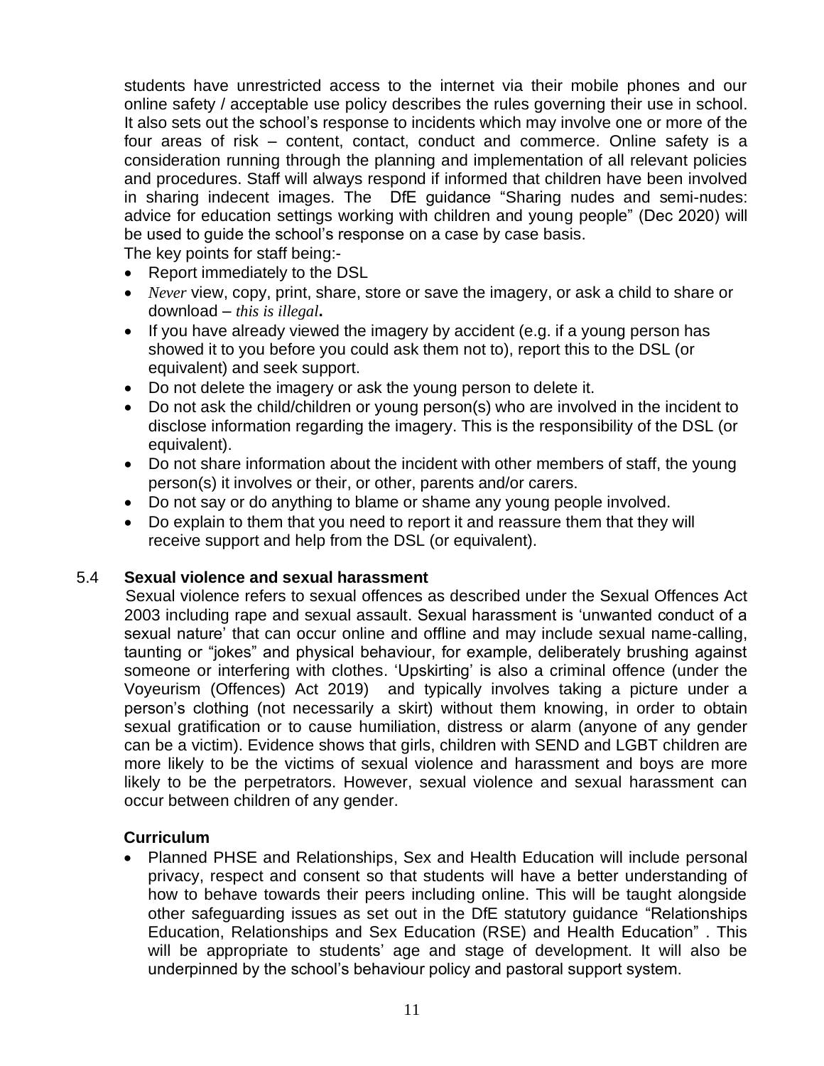students have unrestricted access to the internet via their mobile phones and our online safety / acceptable use policy describes the rules governing their use in school. It also sets out the school's response to incidents which may involve one or more of the four areas of risk – content, contact, conduct and commerce. Online safety is a consideration running through the planning and implementation of all relevant policies and procedures. Staff will always respond if informed that children have been involved in sharing indecent images. The DfE guidance "Sharing nudes and semi-nudes: advice for education settings working with children and young people" (Dec 2020) will be used to guide the school's response on a case by case basis.

The key points for staff being:-

- Report immediately to the DSL
- *Never* view, copy, print, share, store or save the imagery, or ask a child to share or download – *this is illegal***.**
- If you have already viewed the imagery by accident (e.g. if a young person has showed it to you before you could ask them not to), report this to the DSL (or equivalent) and seek support.
- Do not delete the imagery or ask the young person to delete it.
- Do not ask the child/children or young person(s) who are involved in the incident to disclose information regarding the imagery. This is the responsibility of the DSL (or equivalent).
- Do not share information about the incident with other members of staff, the young person(s) it involves or their, or other, parents and/or carers.
- Do not say or do anything to blame or shame any young people involved.
- Do explain to them that you need to report it and reassure them that they will receive support and help from the DSL (or equivalent).

### 5.4 Sexual violence and sexual harassment

Sexual violence refers to sexual offences as described under the Sexual Offences Act 2003 including rape and sexual assault. Sexual harassment is 'unwanted conduct of a sexual nature' that can occur online and offline and may include sexual name-calling, taunting or "jokes" and physical behaviour, for example, deliberately brushing against someone or interfering with clothes. 'Upskirting' is also a criminal offence (under the Voyeurism (Offences) Act 2019) and typically involves taking a picture under a person's clothing (not necessarily a skirt) without them knowing, in order to obtain sexual gratification or to cause humiliation, distress or alarm (anyone of any gender can be a victim). Evidence shows that girls, children with SEND and LGBT children are more likely to be the victims of sexual violence and harassment and boys are more likely to be the perpetrators. However, sexual violence and sexual harassment can occur between children of any gender.

**Curriculum**

- Planned PHSE and Relationships, Sex and Health Education will include personal privacy, respect and consent so that students will have a better understanding of how to behave towards their peers including online. This will be taught alongside other safeguarding issues as set out in the DfE statutory guidance "Relationships Education, Relationships and Sex Education (RSE) and Health Education" . This will be appropriate to students' age and stage of development. It will also be underpinned by the school's behaviour policy and pastoral support system.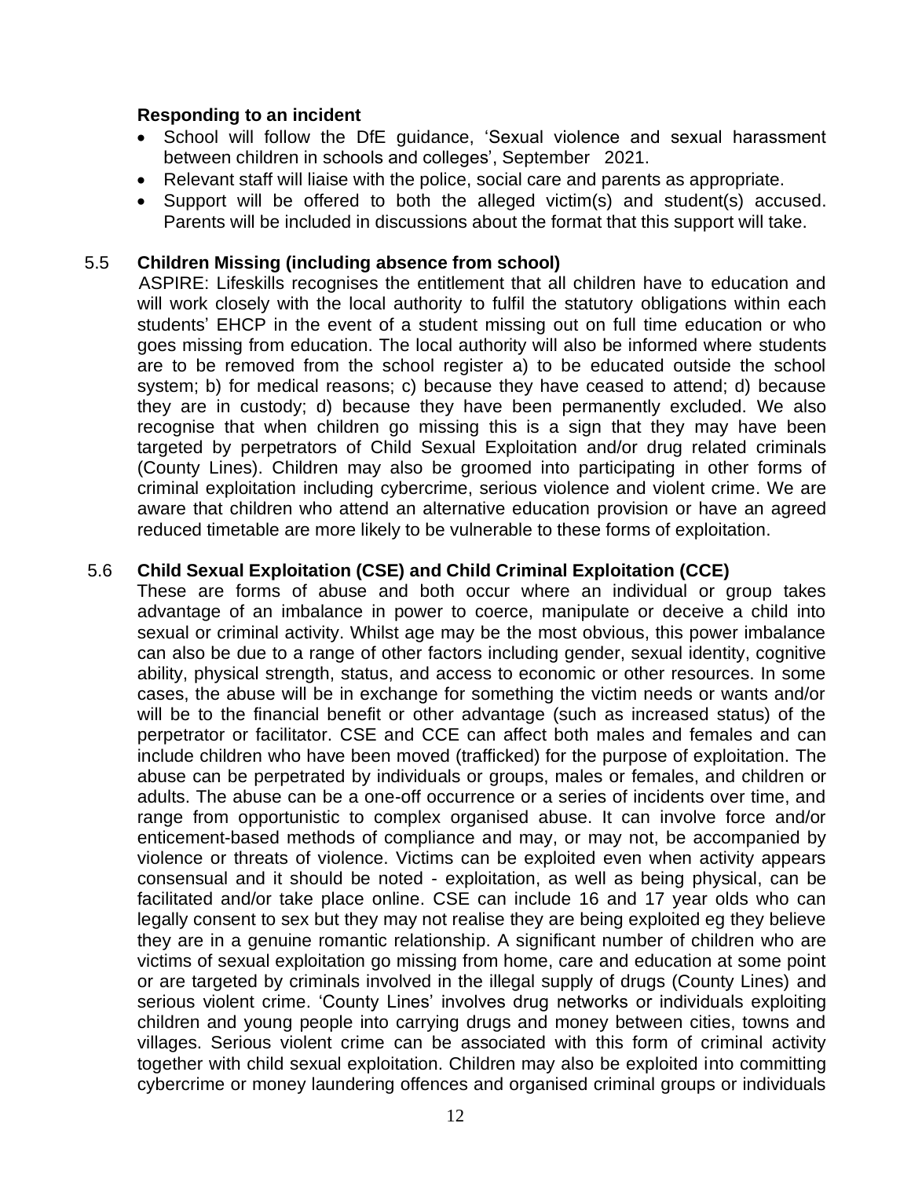**Responding to an incident**

- School will follow the DfE guidance, 'Sexual violence and sexual harassment between children in schools and colleges', September 2021.
- Relevant staff will liaise with the police, social care and parents as appropriate.
- Support will be offered to both the alleged victim(s) and student(s) accused. Parents will be included in discussions about the format that this support will take.

### 5.5 Children Missing (including absence from school)

ASPIRE: Lifeskills recognises the entitlement that all children have to education and will work closely with the local authority to fulfil the statutory obligations within each students' EHCP in the event of a student missing out on full time education or who goes missing from education. The local authority will also be informed where students are to be removed from the school register a) to be educated outside the school system; b) for medical reasons; c) because they have ceased to attend; d) because they are in custody; d) because they have been permanently excluded. We also recognise that when children go missing this is a sign that they may have been targeted by perpetrators of Child Sexual Exploitation and/or drug related criminals (County Lines). Children may also be groomed into participating in other forms of criminal exploitation including cybercrime, serious violence and violent crime. We are aware that children who attend an alternative education provision or have an agreed reduced timetable are more likely to be vulnerable to these forms of exploitation.

### 5.6 Child Sexual Exploitation (CSE) and Child Criminal Exploitation (CCE)

These are forms of abuse and both occur where an individual or group takes advantage of an imbalance in power to coerce, manipulate or deceive a child into sexual or criminal activity. Whilst age may be the most obvious, this power imbalance can also be due to a range of other factors including gender, sexual identity, cognitive ability, physical strength, status, and access to economic or other resources. In some cases, the abuse will be in exchange for something the victim needs or wants and/or will be to the financial benefit or other advantage (such as increased status) of the perpetrator or facilitator. CSE and CCE can affect both males and females and can include children who have been moved (trafficked) for the purpose of exploitation. The abuse can be perpetrated by individuals or groups, males or females, and children or adults. The abuse can be a one-off occurrence or a series of incidents over time, and range from opportunistic to complex organised abuse. It can involve force and/or enticement-based methods of compliance and may, or may not, be accompanied by violence or threats of violence. Victims can be exploited even when activity appears consensual and it should be noted - exploitation, as well as being physical, can be facilitated and/or take place online. CSE can include 16 and 17 year olds who can legally consent to sex but they may not realise they are being exploited eg they believe they are in a genuine romantic relationship. A significant number of children who are victims of sexual exploitation go missing from home, care and education at some point or are targeted by criminals involved in the illegal supply of drugs (County Lines) and serious violent crime. 'County Lines' involves drug networks or individuals exploiting children and young people into carrying drugs and money between cities, towns and villages. Serious violent crime can be associated with this form of criminal activity together with child sexual exploitation. Children may also be exploited into committing cybercrime or money laundering offences and organised criminal groups or individuals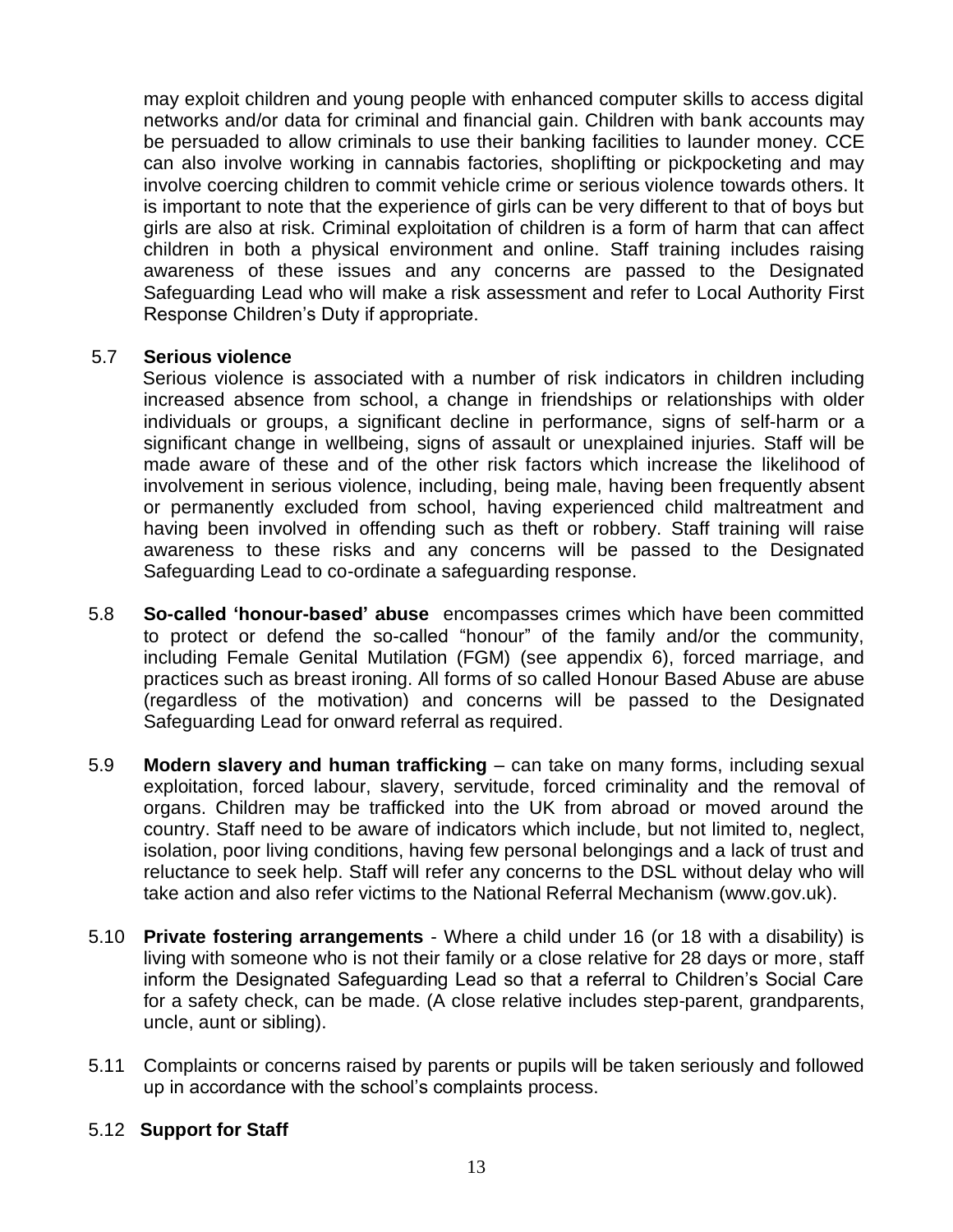may exploit children and young people with enhanced computer skills to access digital networks and/or data for criminal and financial gain. Children with bank accounts may be persuaded to allow criminals to use their banking facilities to launder money. CCE can also involve working in cannabis factories, shoplifting or pickpocketing and may involve coercing children to commit vehicle crime or serious violence towards others. It is important to note that the experience of girls can be very different to that of boys but girls are also at risk. Criminal exploitation of children is a form of harm that can affect children in both a physical environment and online. Staff training includes raising awareness of these issues and any concerns are passed to the Designated Safeguarding Lead who will make a risk assessment and refer to Local Authority First Response Children's Duty if appropriate.

5.7 **Serious violence**

Serious violence is associated with a number of risk indicators in children including increased absence from school, a change in friendships or relationships with older individuals or groups, a significant decline in performance, signs of self-harm or a significant change in wellbeing, signs of assault or unexplained injuries. Staff will be made aware of these and of the other risk factors which increase the likelihood of involvement in serious violence, including, being male, having been frequently absent or permanently excluded from school, having experienced child maltreatment and having been involved in offending such as theft or robbery. Staff training will raise awareness to these risks and any concerns will be passed to the Designated Safeguarding Lead to co-ordinate a safeguarding response.

5.8 **So-called 'honour-based' abuse** encompasses crimes which have been committed to protect or defend the so-called "honour" of the family and/or the community, including Female Genital Mutilation (FGM) (see appendix 6), forced marriage, and practices such as breast ironing. All forms of so called Honour Based Abuse are abuse (regardless of the motivation) and concerns will be passed to the Designated Safeguarding Lead for onward referral as required.

5.9 **Modern slavery and human trafficking** – can take on many forms, including sexual exploitation, forced labour, slavery, servitude, forced criminality and the removal of organs. Children may be trafficked into the UK from abroad or moved around the country. Staff need to be aware of indicators which include, but not limited to, neglect, isolation, poor living conditions, having few personal belongings and a lack of trust and reluctance to seek help. Staff will refer any concerns to the DSL without delay who will take action and also refer victims to the National Referral Mechanism (www.gov.uk).

5.10 **Private fostering arrangements** - Where a child under 16 (or 18 with a disability) is living with someone who is not their family or a close relative for 28 days or more, staff inform the Designated Safeguarding Lead so that a referral to Children's Social Care for a safety check, can be made. (A close relative includes step-parent, grandparents, uncle, aunt or sibling).

5.11 Complaints or concerns raised by parents or pupils will be taken seriously and followed up in accordance with the school's complaints process.

5.12 **Support for Staff**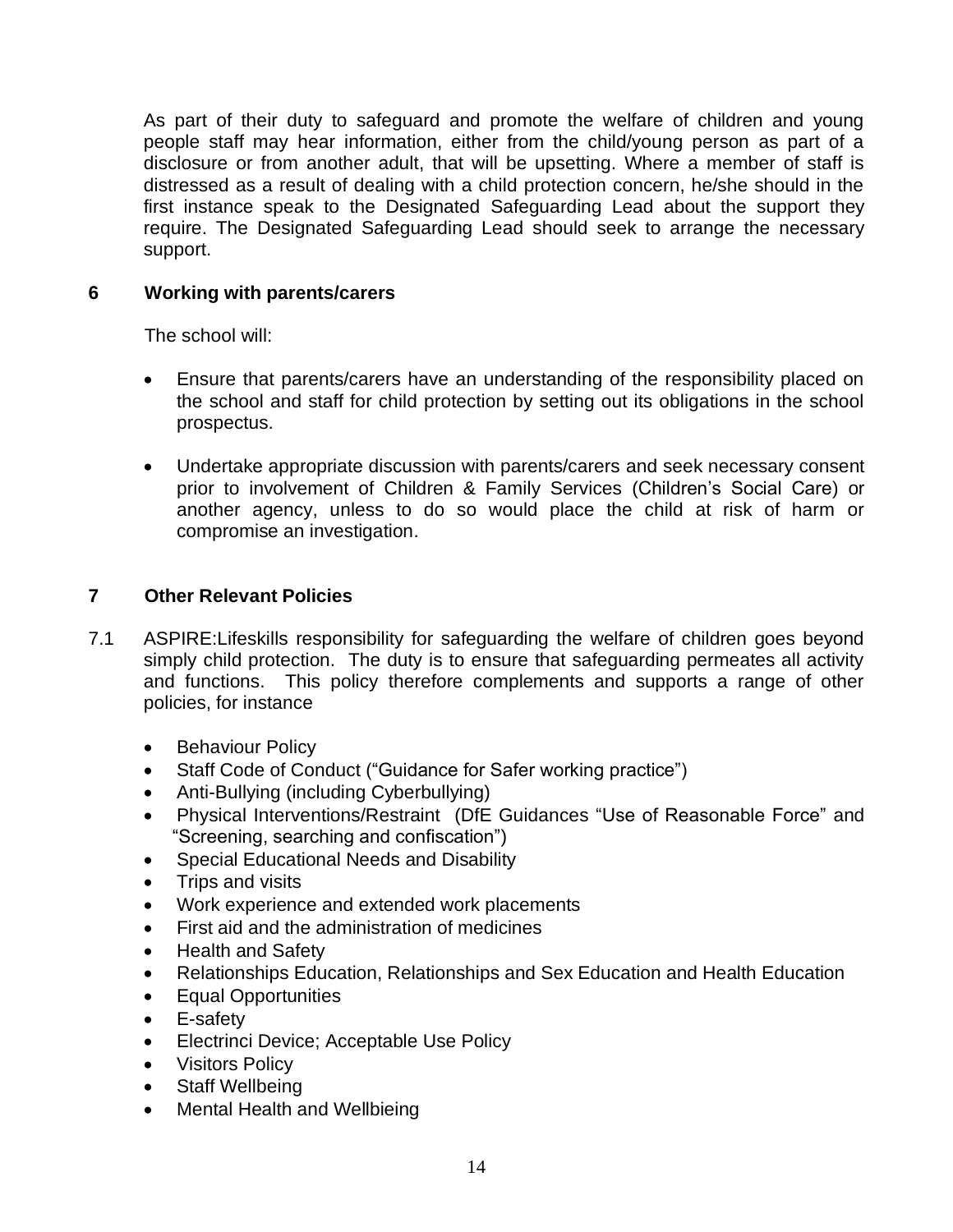As part of their duty to safeguard and promote the welfare of children and young people staff may hear information, either from the child/young person as part of a disclosure or from another adult, that will be upsetting. Where a member of staff is distressed as a result of dealing with a child protection concern, he/she should in the first instance speak to the Designated Safeguarding Lead about the support they require. The Designated Safeguarding Lead should seek to arrange the necessary support.

## 6 Working with parents/carers

The school will:

- Ensure that parents/carers have an understanding of the responsibility placed on the school and staff for child protection by setting out its obligations in the school prospectus.
- Undertake appropriate discussion with parents/carers and seek necessary consent prior to involvement of Children & Family Services (Children's Social Care) or another agency, unless to do so would place the child at risk of harm or compromise an investigation.

## 7 Other Relevant Policies

7.1 ASPIRE:Lifeskills responsibility for safeguarding the welfare of children goes beyond simply child protection. The duty is to ensure that safeguarding permeates all activity and functions. This policy therefore complements and supports a range of other policies, for instance

- Behaviour Policy
- Staff Code of Conduct ("Guidance for Safer working practice")
- Anti-Bullying (including Cyberbullying)
- Physical Interventions/Restraint (DfE Guidances "Use of Reasonable Force" and "Screening, searching and confiscation")
- Special Educational Needs and Disability
- Trips and visits
- Work experience and extended work placements
- First aid and the administration of medicines
- Health and Safety
- Relationships Education, Relationships and Sex Education and Health Education
- Equal Opportunities
- E-safety
- Electrinci Device; Acceptable Use Policy
- Visitors Policy
- Staff Wellbeing
- Mental Health and Wellbieing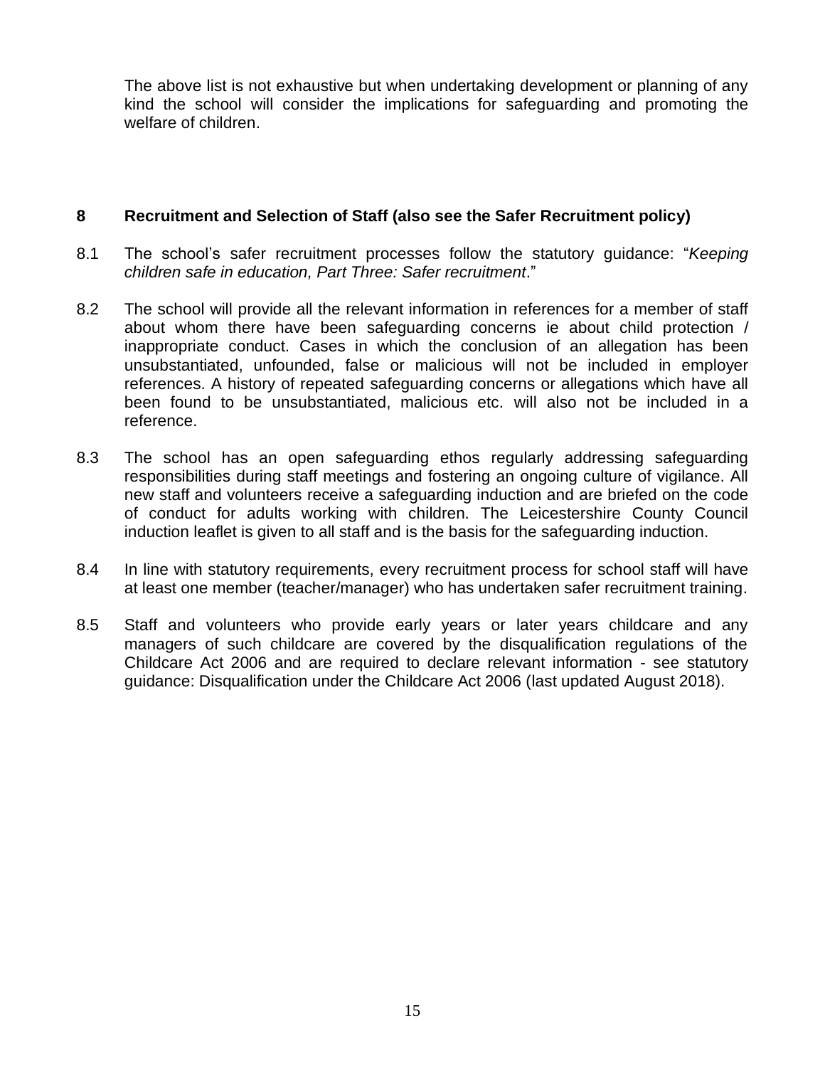The above list is not exhaustive but when undertaking development or planning of any kind the school will consider the implications for safeguarding and promoting the welfare of children.

## 8 Recruitment and Selection of Staff (also see the Safer Recruitment policy)

8.1 The school's safer recruitment processes follow the statutory guidance: "*Keeping children safe in education, Part Three: Safer recruitment*."

8.2 The school will provide all the relevant information in references for a member of staff about whom there have been safeguarding concerns ie about child protection / inappropriate conduct. Cases in which the conclusion of an allegation has been unsubstantiated, unfounded, false or malicious will not be included in employer references. A history of repeated safeguarding concerns or allegations which have all been found to be unsubstantiated, malicious etc. will also not be included in a reference.

8.3 The school has an open safeguarding ethos regularly addressing safeguarding responsibilities during staff meetings and fostering an ongoing culture of vigilance. All new staff and volunteers receive a safeguarding induction and are briefed on the code of conduct for adults working with children. The Leicestershire County Council induction leaflet is given to all staff and is the basis for the safeguarding induction.

8.4 In line with statutory requirements, every recruitment process for school staff will have at least one member (teacher/manager) who has undertaken safer recruitment training.

8.5 Staff and volunteers who provide early years or later years childcare and any managers of such childcare are covered by the disqualification regulations of the Childcare Act 2006 and are required to declare relevant information - see statutory guidance: Disqualification under the Childcare Act 2006 (last updated August 2018).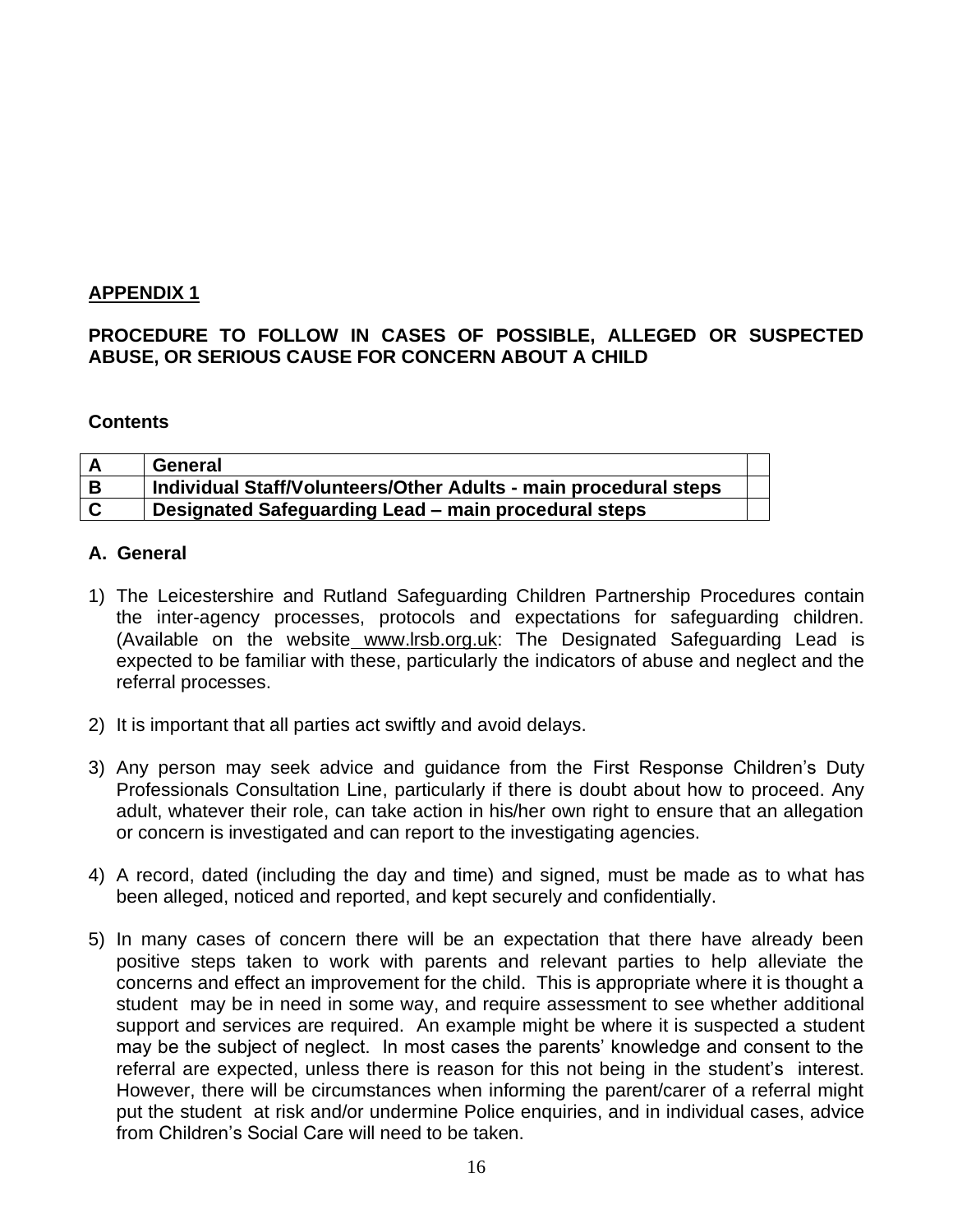**APPENDIX 1**

**PROCEDURE TO FOLLOW IN CASES OF POSSIBLE, ALLEGED OR SUSPECTED ABUSE, OR SERIOUS CAUSE FOR CONCERN ABOUT A CHILD**

**Contents**

| | | |
|---|---|---|
| **A** | **General** | |
| **B** | **Individual Staff/Volunteers/Other Adults - main procedural steps** | |
| **C** | **Designated Safeguarding Lead – main procedural steps** | |

**A. General**

1) The Leicestershire and Rutland Safeguarding Children Partnership Procedures contain the inter-agency processes, protocols and expectations for safeguarding children. (Available on the website www.lrsb.org.uk: The Designated Safeguarding Lead is expected to be familiar with these, particularly the indicators of abuse and neglect and the referral processes.

2) It is important that all parties act swiftly and avoid delays.

3) Any person may seek advice and guidance from the First Response Children's Duty Professionals Consultation Line, particularly if there is doubt about how to proceed. Any adult, whatever their role, can take action in his/her own right to ensure that an allegation or concern is investigated and can report to the investigating agencies.

4) A record, dated (including the day and time) and signed, must be made as to what has been alleged, noticed and reported, and kept securely and confidentially.

5) In many cases of concern there will be an expectation that there have already been positive steps taken to work with parents and relevant parties to help alleviate the concerns and effect an improvement for the child. This is appropriate where it is thought a student may be in need in some way, and require assessment to see whether additional support and services are required. An example might be where it is suspected a student may be the subject of neglect. In most cases the parents' knowledge and consent to the referral are expected, unless there is reason for this not being in the student's interest. However, there will be circumstances when informing the parent/carer of a referral might put the student at risk and/or undermine Police enquiries, and in individual cases, advice from Children's Social Care will need to be taken.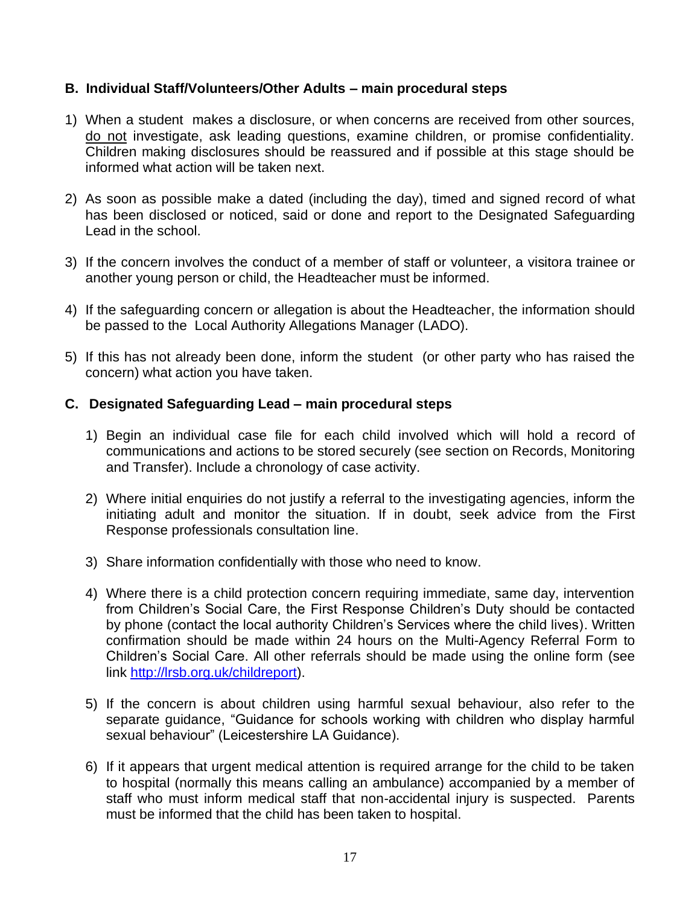### B. Individual Staff/Volunteers/Other Adults – main procedural steps

1) When a student makes a disclosure, or when concerns are received from other sources, <u>do not</u> investigate, ask leading questions, examine children, or promise confidentiality. Children making disclosures should be reassured and if possible at this stage should be informed what action will be taken next.

2) As soon as possible make a dated (including the day), timed and signed record of what has been disclosed or noticed, said or done and report to the Designated Safeguarding Lead in the school.

3) If the concern involves the conduct of a member of staff or volunteer, a visitora trainee or another young person or child, the Headteacher must be informed.

4) If the safeguarding concern or allegation is about the Headteacher, the information should be passed to the Local Authority Allegations Manager (LADO).

5) If this has not already been done, inform the student (or other party who has raised the concern) what action you have taken.

### C. Designated Safeguarding Lead – main procedural steps

1) Begin an individual case file for each child involved which will hold a record of communications and actions to be stored securely (see section on Records, Monitoring and Transfer). Include a chronology of case activity.

2) Where initial enquiries do not justify a referral to the investigating agencies, inform the initiating adult and monitor the situation. If in doubt, seek advice from the First Response professionals consultation line.

3) Share information confidentially with those who need to know.

4) Where there is a child protection concern requiring immediate, same day, intervention from Children's Social Care, the First Response Children's Duty should be contacted by phone (contact the local authority Children's Services where the child lives). Written confirmation should be made within 24 hours on the Multi-Agency Referral Form to Children's Social Care. All other referrals should be made using the online form (see link [http://lrsb.org.uk/childreport](http://lrsb.org.uk/childreport)).

5) If the concern is about children using harmful sexual behaviour, also refer to the separate guidance, "Guidance for schools working with children who display harmful sexual behaviour" (Leicestershire LA Guidance).

6) If it appears that urgent medical attention is required arrange for the child to be taken to hospital (normally this means calling an ambulance) accompanied by a member of staff who must inform medical staff that non-accidental injury is suspected. Parents must be informed that the child has been taken to hospital.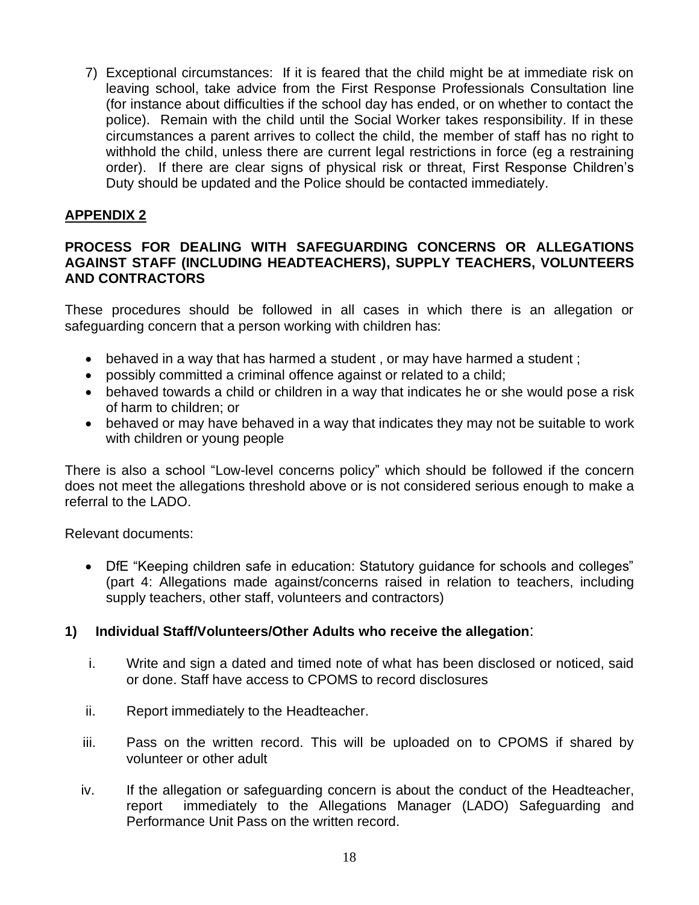7) Exceptional circumstances: If it is feared that the child might be at immediate risk on leaving school, take advice from the First Response Professionals Consultation line (for instance about difficulties if the school day has ended, or on whether to contact the police). Remain with the child until the Social Worker takes responsibility. If in these circumstances a parent arrives to collect the child, the member of staff has no right to withhold the child, unless there are current legal restrictions in force (eg a restraining order). If there are clear signs of physical risk or threat, First Response Children's Duty should be updated and the Police should be contacted immediately.

## APPENDIX 2

### PROCESS FOR DEALING WITH SAFEGUARDING CONCERNS OR ALLEGATIONS AGAINST STAFF (INCLUDING HEADTEACHERS), SUPPLY TEACHERS, VOLUNTEERS AND CONTRACTORS

These procedures should be followed in all cases in which there is an allegation or safeguarding concern that a person working with children has:

- behaved in a way that has harmed a student , or may have harmed a student ;
- possibly committed a criminal offence against or related to a child;
- behaved towards a child or children in a way that indicates he or she would pose a risk of harm to children; or
- behaved or may have behaved in a way that indicates they may not be suitable to work with children or young people

There is also a school "Low-level concerns policy" which should be followed if the concern does not meet the allegations threshold above or is not considered serious enough to make a referral to the LADO.

Relevant documents:

- DfE "Keeping children safe in education: Statutory guidance for schools and colleges" (part 4: Allegations made against/concerns raised in relation to teachers, including supply teachers, other staff, volunteers and contractors)

**1) Individual Staff/Volunteers/Other Adults who receive the allegation**:

i. Write and sign a dated and timed note of what has been disclosed or noticed, said or done. Staff have access to CPOMS to record disclosures

ii. Report immediately to the Headteacher.

iii. Pass on the written record. This will be uploaded on to CPOMS if shared by volunteer or other adult

iv. If the allegation or safeguarding concern is about the conduct of the Headteacher, report immediately to the Allegations Manager (LADO) Safeguarding and Performance Unit Pass on the written record.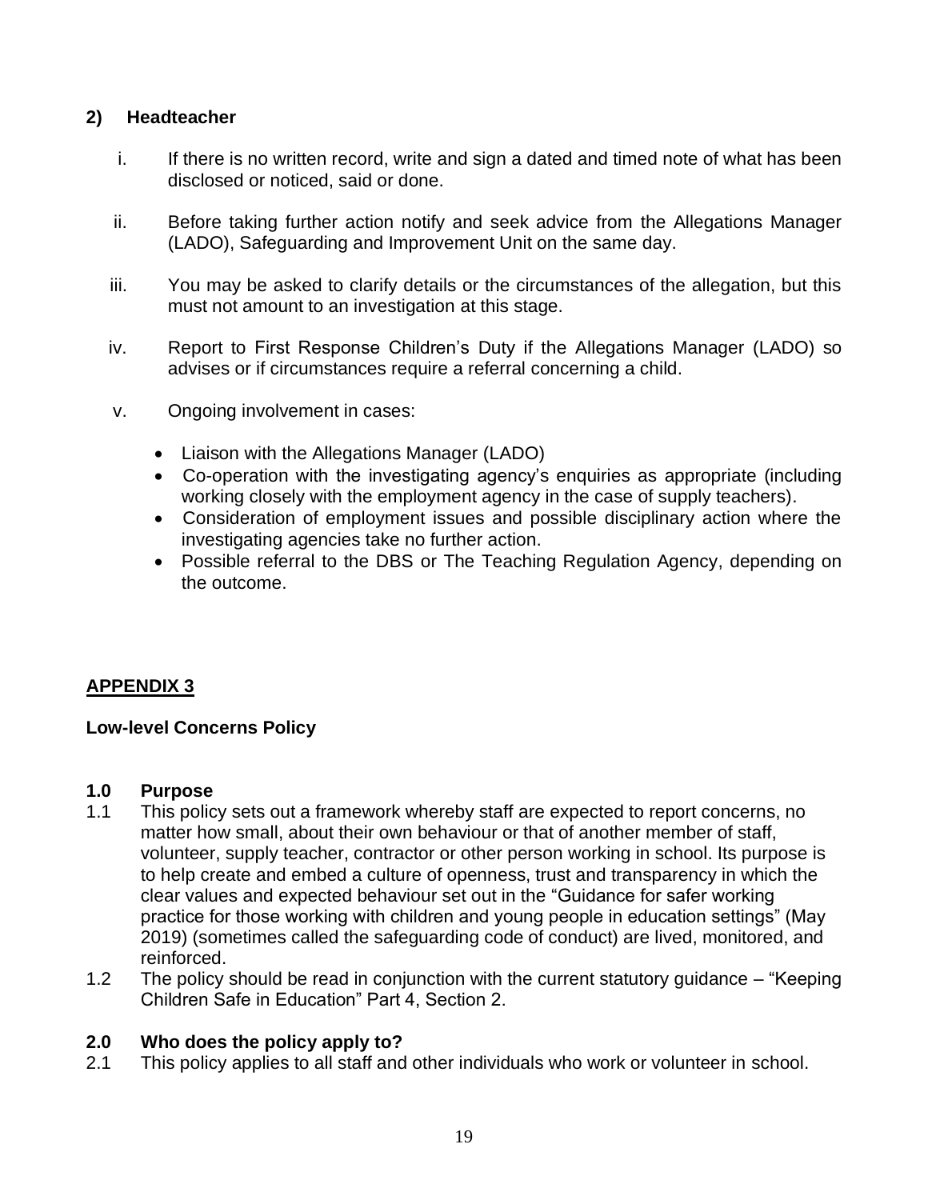### 2) Headteacher

i. If there is no written record, write and sign a dated and timed note of what has been disclosed or noticed, said or done.

ii. Before taking further action notify and seek advice from the Allegations Manager (LADO), Safeguarding and Improvement Unit on the same day.

iii. You may be asked to clarify details or the circumstances of the allegation, but this must not amount to an investigation at this stage.

iv. Report to First Response Children's Duty if the Allegations Manager (LADO) so advises or if circumstances require a referral concerning a child.

v. Ongoing involvement in cases:

- Liaison with the Allegations Manager (LADO)
- Co-operation with the investigating agency's enquiries as appropriate (including working closely with the employment agency in the case of supply teachers).
- Consideration of employment issues and possible disciplinary action where the investigating agencies take no further action.
- Possible referral to the DBS or The Teaching Regulation Agency, depending on the outcome.

## APPENDIX 3

### Low-level Concerns Policy

#### 1.0 Purpose

1.1 This policy sets out a framework whereby staff are expected to report concerns, no matter how small, about their own behaviour or that of another member of staff, volunteer, supply teacher, contractor or other person working in school. Its purpose is to help create and embed a culture of openness, trust and transparency in which the clear values and expected behaviour set out in the "Guidance for safer working practice for those working with children and young people in education settings" (May 2019) (sometimes called the safeguarding code of conduct) are lived, monitored, and reinforced.

1.2 The policy should be read in conjunction with the current statutory guidance – "Keeping Children Safe in Education" Part 4, Section 2.

#### 2.0 Who does the policy apply to?

2.1 This policy applies to all staff and other individuals who work or volunteer in school.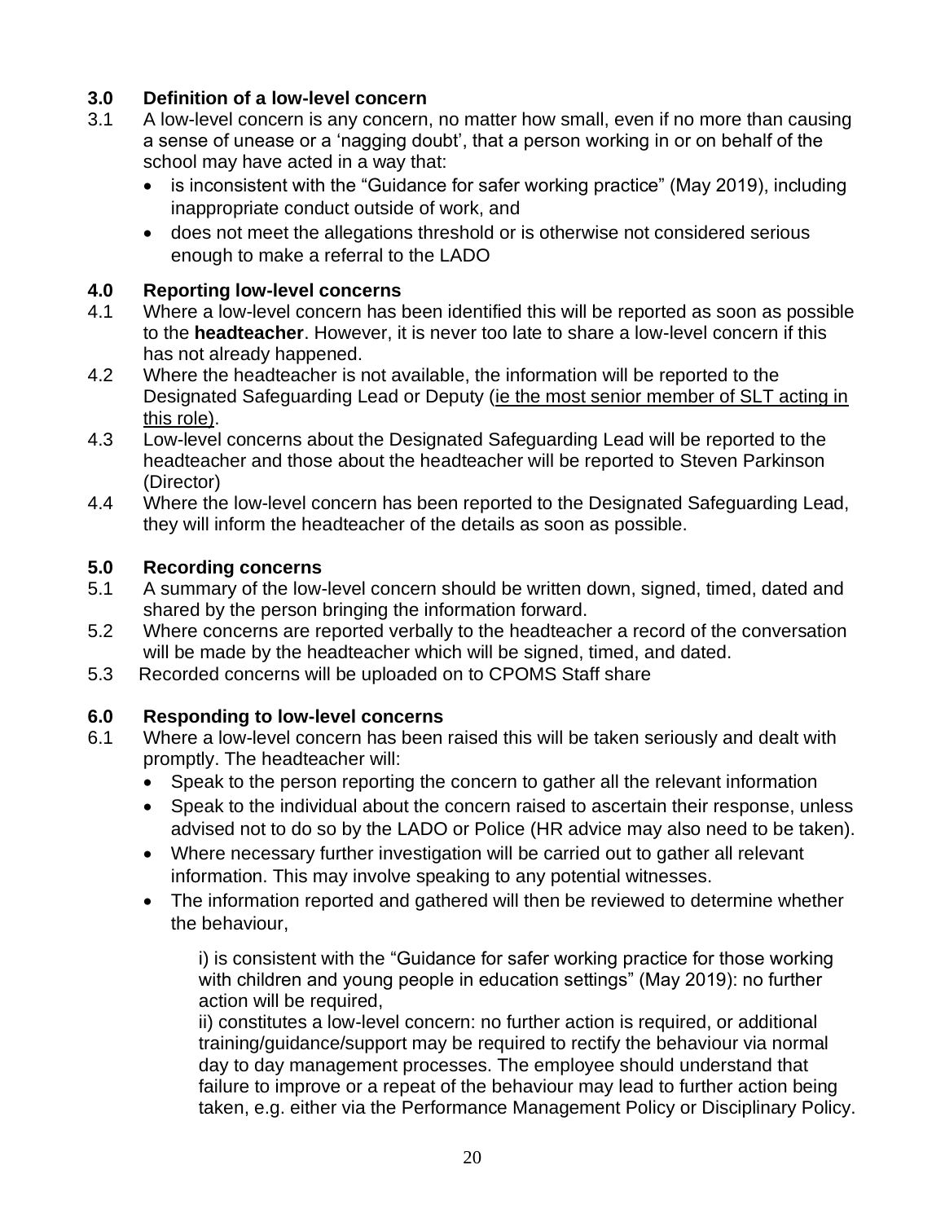## 3.0 Definition of a low-level concern

3.1 A low-level concern is any concern, no matter how small, even if no more than causing a sense of unease or a 'nagging doubt', that a person working in or on behalf of the school may have acted in a way that:

- is inconsistent with the "Guidance for safer working practice" (May 2019), including inappropriate conduct outside of work, and
- does not meet the allegations threshold or is otherwise not considered serious enough to make a referral to the LADO

## 4.0 Reporting low-level concerns

4.1 Where a low-level concern has been identified this will be reported as soon as possible to the **headteacher**. However, it is never too late to share a low-level concern if this has not already happened.

4.2 Where the headteacher is not available, the information will be reported to the Designated Safeguarding Lead or Deputy (<u>ie the most senior member of SLT acting in this role)</u>.

4.3 Low-level concerns about the Designated Safeguarding Lead will be reported to the headteacher and those about the headteacher will be reported to Steven Parkinson (Director)

4.4 Where the low-level concern has been reported to the Designated Safeguarding Lead, they will inform the headteacher of the details as soon as possible.

## 5.0 Recording concerns

5.1 A summary of the low-level concern should be written down, signed, timed, dated and shared by the person bringing the information forward.

5.2 Where concerns are reported verbally to the headteacher a record of the conversation will be made by the headteacher which will be signed, timed, and dated.

5.3 Recorded concerns will be uploaded on to CPOMS Staff share

## 6.0 Responding to low-level concerns

6.1 Where a low-level concern has been raised this will be taken seriously and dealt with promptly. The headteacher will:

- Speak to the person reporting the concern to gather all the relevant information
- Speak to the individual about the concern raised to ascertain their response, unless advised not to do so by the LADO or Police (HR advice may also need to be taken).
- Where necessary further investigation will be carried out to gather all relevant information. This may involve speaking to any potential witnesses.
- The information reported and gathered will then be reviewed to determine whether the behaviour,

  i) is consistent with the "Guidance for safer working practice for those working with children and young people in education settings" (May 2019): no further action will be required,

  ii) constitutes a low-level concern: no further action is required, or additional training/guidance/support may be required to rectify the behaviour via normal day to day management processes. The employee should understand that failure to improve or a repeat of the behaviour may lead to further action being taken, e.g. either via the Performance Management Policy or Disciplinary Policy.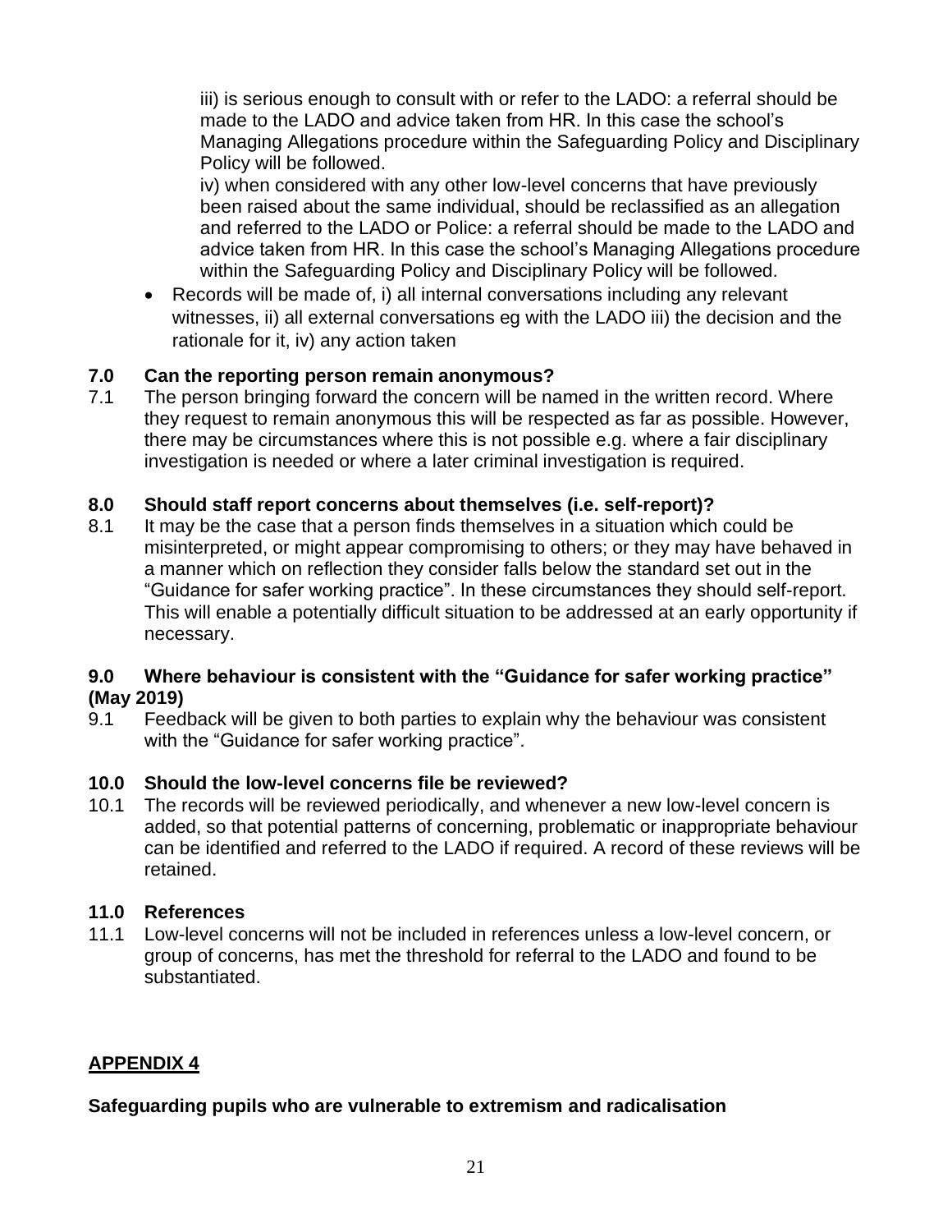iii) is serious enough to consult with or refer to the LADO: a referral should be made to the LADO and advice taken from HR. In this case the school's Managing Allegations procedure within the Safeguarding Policy and Disciplinary Policy will be followed.

iv) when considered with any other low-level concerns that have previously been raised about the same individual, should be reclassified as an allegation and referred to the LADO or Police: a referral should be made to the LADO and advice taken from HR. In this case the school's Managing Allegations procedure within the Safeguarding Policy and Disciplinary Policy will be followed.

- Records will be made of, i) all internal conversations including any relevant witnesses, ii) all external conversations eg with the LADO iii) the decision and the rationale for it, iv) any action taken

**7.0 Can the reporting person remain anonymous?**

7.1 The person bringing forward the concern will be named in the written record. Where they request to remain anonymous this will be respected as far as possible. However, there may be circumstances where this is not possible e.g. where a fair disciplinary investigation is needed or where a later criminal investigation is required.

**8.0 Should staff report concerns about themselves (i.e. self-report)?**

8.1 It may be the case that a person finds themselves in a situation which could be misinterpreted, or might appear compromising to others; or they may have behaved in a manner which on reflection they consider falls below the standard set out in the "Guidance for safer working practice". In these circumstances they should self-report. This will enable a potentially difficult situation to be addressed at an early opportunity if necessary.

**9.0 Where behaviour is consistent with the "Guidance for safer working practice" (May 2019)**

9.1 Feedback will be given to both parties to explain why the behaviour was consistent with the "Guidance for safer working practice".

**10.0 Should the low-level concerns file be reviewed?**

10.1 The records will be reviewed periodically, and whenever a new low-level concern is added, so that potential patterns of concerning, problematic or inappropriate behaviour can be identified and referred to the LADO if required. A record of these reviews will be retained.

**11.0 References**

11.1 Low-level concerns will not be included in references unless a low-level concern, or group of concerns, has met the threshold for referral to the LADO and found to be substantiated.

## APPENDIX 4

**Safeguarding pupils who are vulnerable to extremism and radicalisation**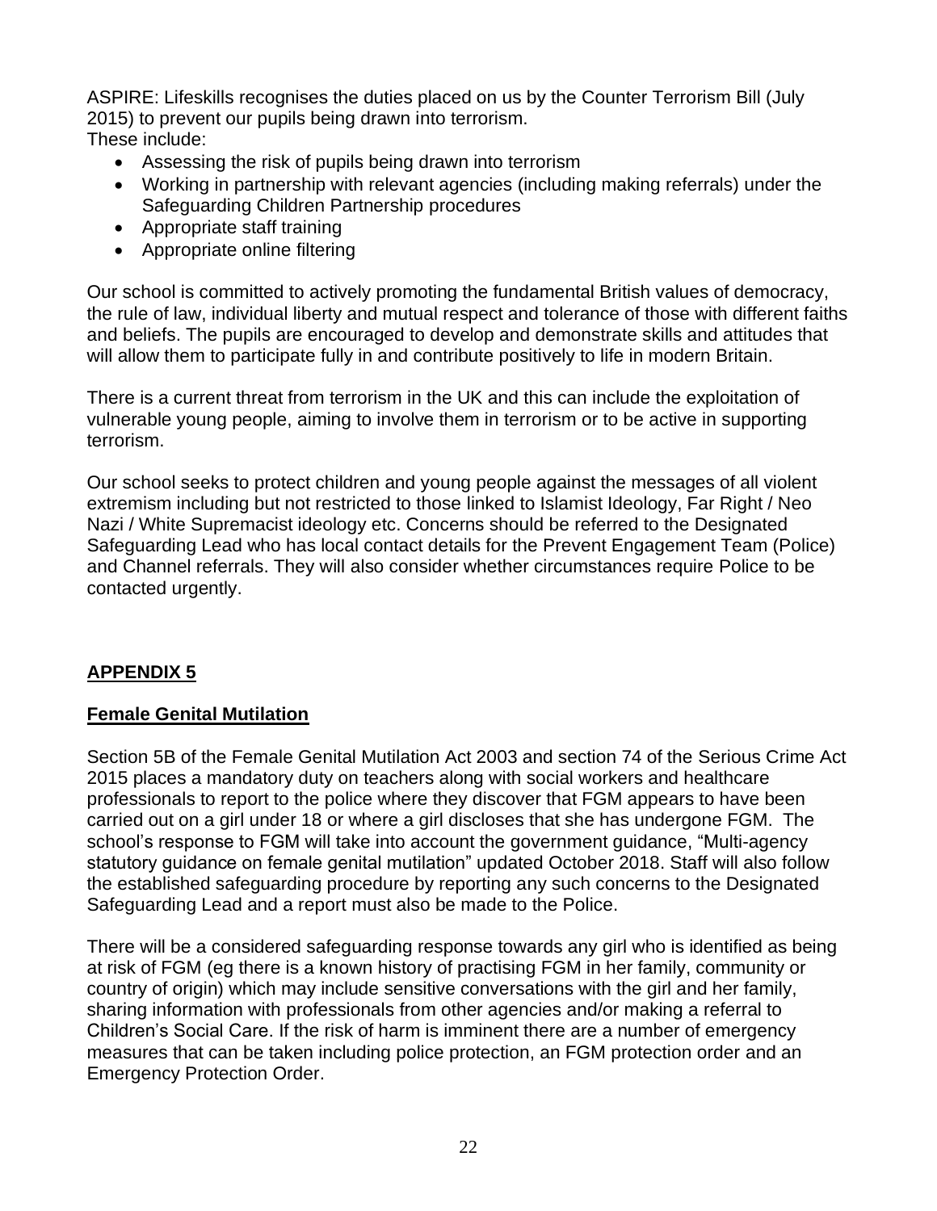ASPIRE: Lifeskills recognises the duties placed on us by the Counter Terrorism Bill (July 2015) to prevent our pupils being drawn into terrorism.
These include:

- Assessing the risk of pupils being drawn into terrorism
- Working in partnership with relevant agencies (including making referrals) under the Safeguarding Children Partnership procedures
- Appropriate staff training
- Appropriate online filtering

Our school is committed to actively promoting the fundamental British values of democracy, the rule of law, individual liberty and mutual respect and tolerance of those with different faiths and beliefs. The pupils are encouraged to develop and demonstrate skills and attitudes that will allow them to participate fully in and contribute positively to life in modern Britain.

There is a current threat from terrorism in the UK and this can include the exploitation of vulnerable young people, aiming to involve them in terrorism or to be active in supporting terrorism.

Our school seeks to protect children and young people against the messages of all violent extremism including but not restricted to those linked to Islamist Ideology, Far Right / Neo Nazi / White Supremacist ideology etc. Concerns should be referred to the Designated Safeguarding Lead who has local contact details for the Prevent Engagement Team (Police) and Channel referrals. They will also consider whether circumstances require Police to be contacted urgently.

## APPENDIX 5

### Female Genital Mutilation

Section 5B of the Female Genital Mutilation Act 2003 and section 74 of the Serious Crime Act 2015 places a mandatory duty on teachers along with social workers and healthcare professionals to report to the police where they discover that FGM appears to have been carried out on a girl under 18 or where a girl discloses that she has undergone FGM. The school's response to FGM will take into account the government guidance, "Multi-agency statutory guidance on female genital mutilation" updated October 2018. Staff will also follow the established safeguarding procedure by reporting any such concerns to the Designated Safeguarding Lead and a report must also be made to the Police.

There will be a considered safeguarding response towards any girl who is identified as being at risk of FGM (eg there is a known history of practising FGM in her family, community or country of origin) which may include sensitive conversations with the girl and her family, sharing information with professionals from other agencies and/or making a referral to Children's Social Care. If the risk of harm is imminent there are a number of emergency measures that can be taken including police protection, an FGM protection order and an Emergency Protection Order.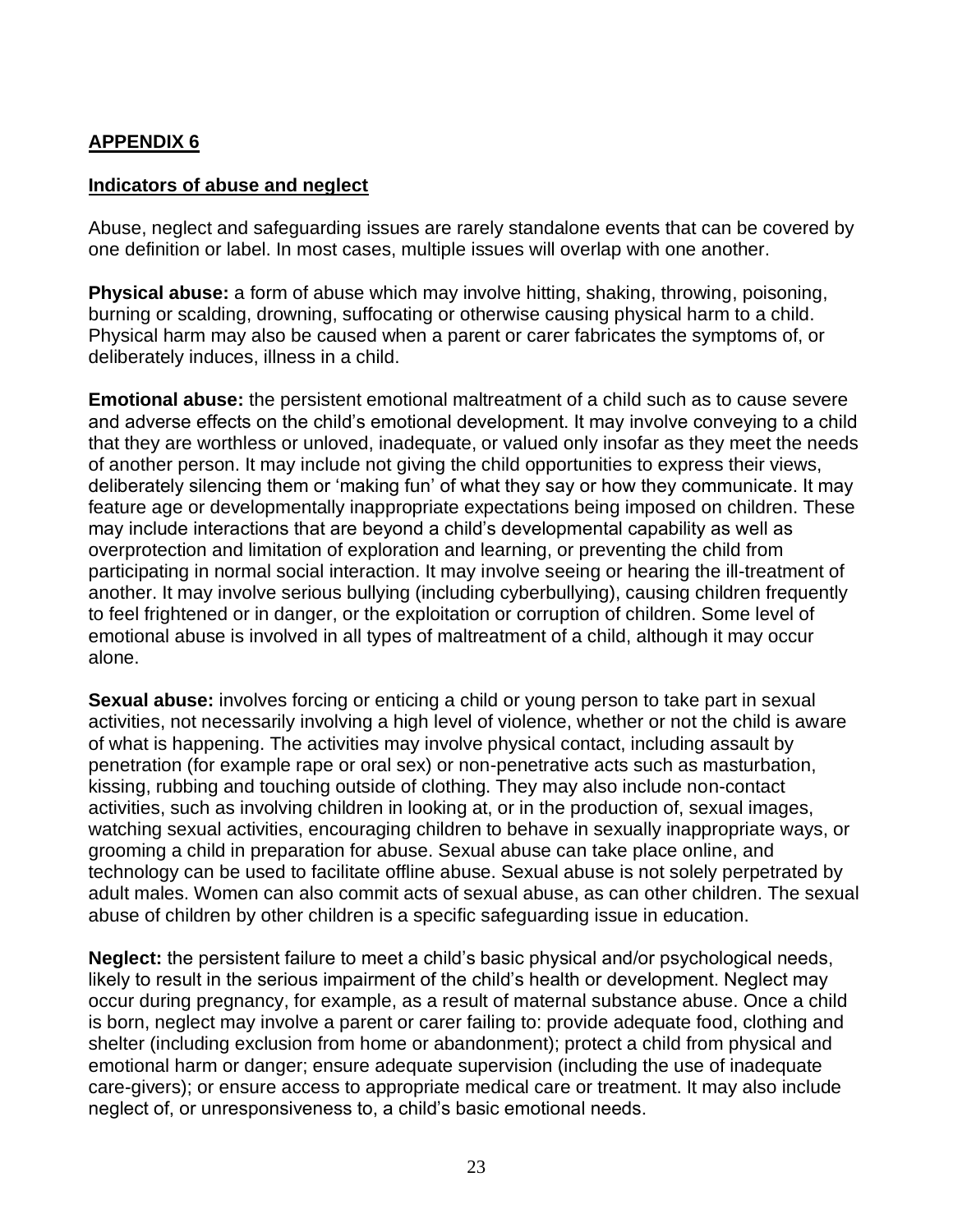## APPENDIX 6

### Indicators of abuse and neglect

Abuse, neglect and safeguarding issues are rarely standalone events that can be covered by one definition or label. In most cases, multiple issues will overlap with one another.

**Physical abuse:** a form of abuse which may involve hitting, shaking, throwing, poisoning, burning or scalding, drowning, suffocating or otherwise causing physical harm to a child. Physical harm may also be caused when a parent or carer fabricates the symptoms of, or deliberately induces, illness in a child.

**Emotional abuse:** the persistent emotional maltreatment of a child such as to cause severe and adverse effects on the child's emotional development. It may involve conveying to a child that they are worthless or unloved, inadequate, or valued only insofar as they meet the needs of another person. It may include not giving the child opportunities to express their views, deliberately silencing them or 'making fun' of what they say or how they communicate. It may feature age or developmentally inappropriate expectations being imposed on children. These may include interactions that are beyond a child's developmental capability as well as overprotection and limitation of exploration and learning, or preventing the child from participating in normal social interaction. It may involve seeing or hearing the ill-treatment of another. It may involve serious bullying (including cyberbullying), causing children frequently to feel frightened or in danger, or the exploitation or corruption of children. Some level of emotional abuse is involved in all types of maltreatment of a child, although it may occur alone.

**Sexual abuse:** involves forcing or enticing a child or young person to take part in sexual activities, not necessarily involving a high level of violence, whether or not the child is aware of what is happening. The activities may involve physical contact, including assault by penetration (for example rape or oral sex) or non-penetrative acts such as masturbation, kissing, rubbing and touching outside of clothing. They may also include non-contact activities, such as involving children in looking at, or in the production of, sexual images, watching sexual activities, encouraging children to behave in sexually inappropriate ways, or grooming a child in preparation for abuse. Sexual abuse can take place online, and technology can be used to facilitate offline abuse. Sexual abuse is not solely perpetrated by adult males. Women can also commit acts of sexual abuse, as can other children. The sexual abuse of children by other children is a specific safeguarding issue in education.

**Neglect:** the persistent failure to meet a child's basic physical and/or psychological needs, likely to result in the serious impairment of the child's health or development. Neglect may occur during pregnancy, for example, as a result of maternal substance abuse. Once a child is born, neglect may involve a parent or carer failing to: provide adequate food, clothing and shelter (including exclusion from home or abandonment); protect a child from physical and emotional harm or danger; ensure adequate supervision (including the use of inadequate care-givers); or ensure access to appropriate medical care or treatment. It may also include neglect of, or unresponsiveness to, a child's basic emotional needs.